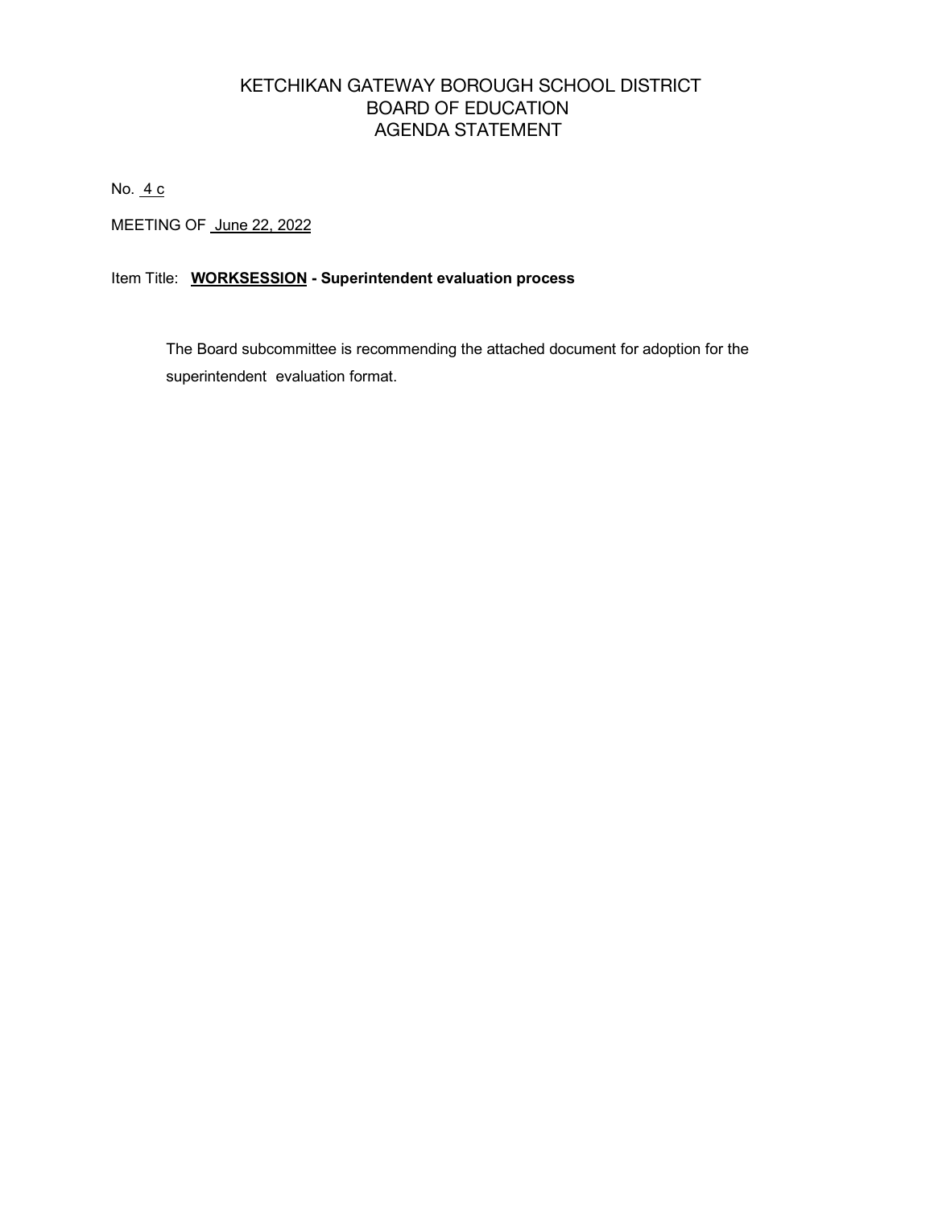# KETCHIKAN GATEWAY BOROUGH SCHOOL DISTRICT
# BOARD OF EDUCATION
# AGENDA STATEMENT

No. 4 c

MEETING OF June 22, 2022

Item Title: **WORKSESSION - Superintendent evaluation process**

The Board subcommittee is recommending the attached document for adoption for the superintendent evaluation format.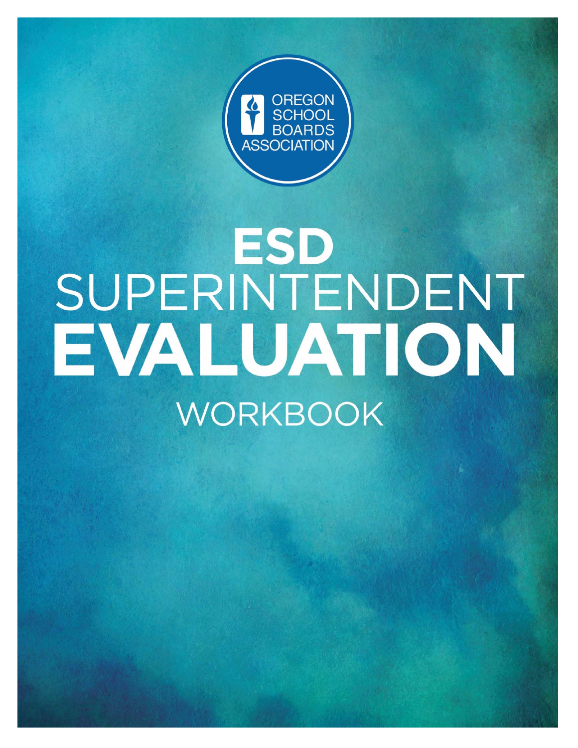OREGON SCHOOL BOARDS ASSOCIATION

# ESD SUPERINTENDENT EVALUATION

## WORKBOOK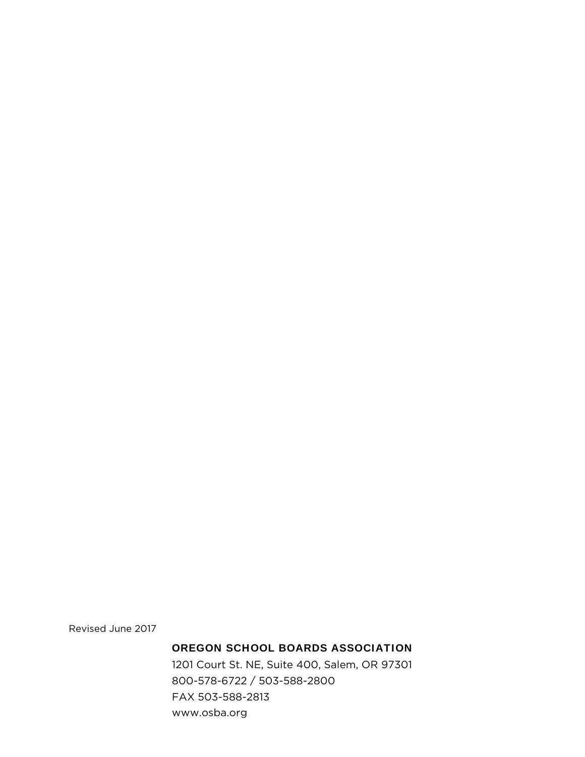Revised June 2017

**OREGON SCHOOL BOARDS ASSOCIATION**

1201 Court St. NE, Suite 400, Salem, OR 97301
800-578-6722 / 503-588-2800
FAX 503-588-2813
www.osba.org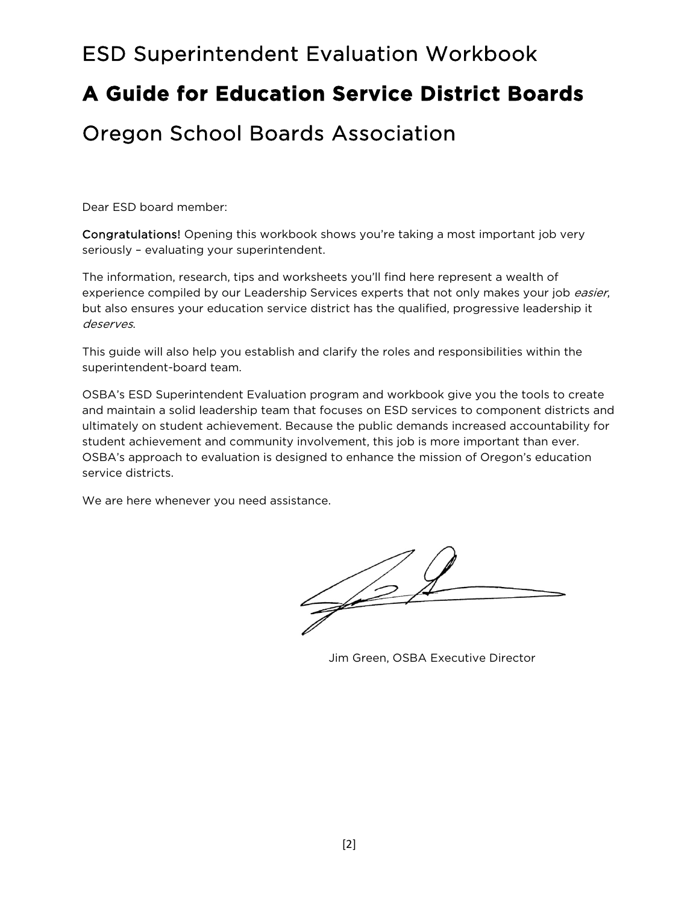# ESD Superintendent Evaluation Workbook

# **A Guide for Education Service District Boards**

# Oregon School Boards Association

Dear ESD board member:

**Congratulations!** Opening this workbook shows you're taking a most important job very seriously – evaluating your superintendent.

The information, research, tips and worksheets you'll find here represent a wealth of experience compiled by our Leadership Services experts that not only makes your job *easier*, but also ensures your education service district has the qualified, progressive leadership it *deserves*.

This guide will also help you establish and clarify the roles and responsibilities within the superintendent-board team.

OSBA's ESD Superintendent Evaluation program and workbook give you the tools to create and maintain a solid leadership team that focuses on ESD services to component districts and ultimately on student achievement. Because the public demands increased accountability for student achievement and community involvement, this job is more important than ever. OSBA's approach to evaluation is designed to enhance the mission of Oregon's education service districts.

We are here whenever you need assistance.

Jim Green, OSBA Executive Director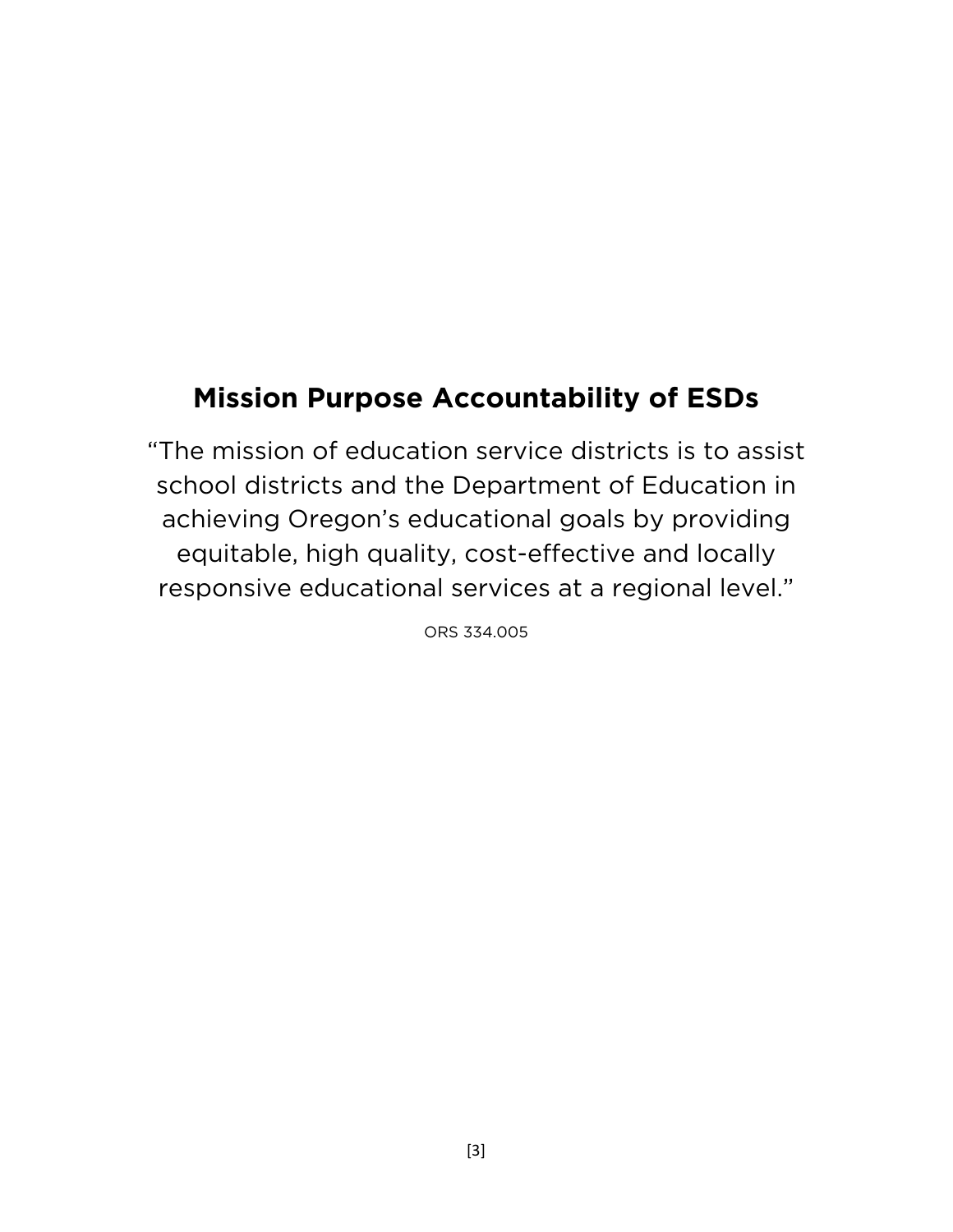## Mission Purpose Accountability of ESDs

"The mission of education service districts is to assist school districts and the Department of Education in achieving Oregon's educational goals by providing equitable, high quality, cost-effective and locally responsive educational services at a regional level."

ORS 334.005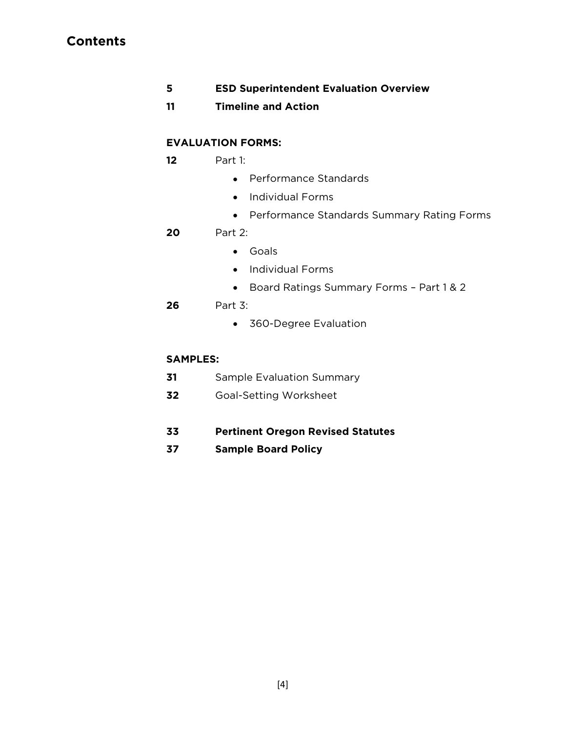## Contents

**5** **ESD Superintendent Evaluation Overview**

**11** **Timeline and Action**

**EVALUATION FORMS:**

**12** Part 1:

- Performance Standards
- Individual Forms
- Performance Standards Summary Rating Forms

**20** Part 2:

- Goals
- Individual Forms
- Board Ratings Summary Forms – Part 1 & 2

**26** Part 3:

- 360-Degree Evaluation

**SAMPLES:**

**31** Sample Evaluation Summary

**32** Goal-Setting Worksheet

**33** **Pertinent Oregon Revised Statutes**

**37** **Sample Board Policy**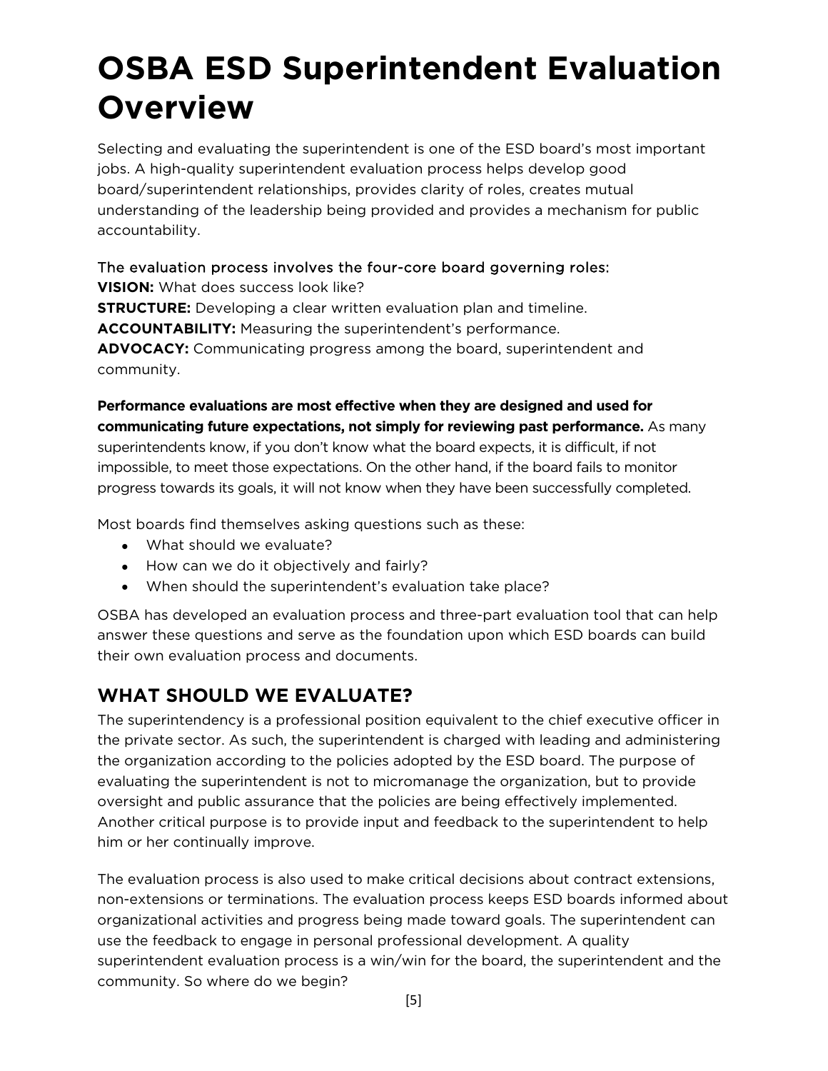# OSBA ESD Superintendent Evaluation Overview

Selecting and evaluating the superintendent is one of the ESD board's most important jobs. A high-quality superintendent evaluation process helps develop good board/superintendent relationships, provides clarity of roles, creates mutual understanding of the leadership being provided and provides a mechanism for public accountability.

The evaluation process involves the four-core board governing roles:
**VISION:** What does success look like?
**STRUCTURE:** Developing a clear written evaluation plan and timeline.
**ACCOUNTABILITY:** Measuring the superintendent's performance.
**ADVOCACY:** Communicating progress among the board, superintendent and community.

**Performance evaluations are most effective when they are designed and used for communicating future expectations, not simply for reviewing past performance.** As many superintendents know, if you don't know what the board expects, it is difficult, if not impossible, to meet those expectations. On the other hand, if the board fails to monitor progress towards its goals, it will not know when they have been successfully completed.

Most boards find themselves asking questions such as these:

- What should we evaluate?
- How can we do it objectively and fairly?
- When should the superintendent's evaluation take place?

OSBA has developed an evaluation process and three-part evaluation tool that can help answer these questions and serve as the foundation upon which ESD boards can build their own evaluation process and documents.

## WHAT SHOULD WE EVALUATE?

The superintendency is a professional position equivalent to the chief executive officer in the private sector. As such, the superintendent is charged with leading and administering the organization according to the policies adopted by the ESD board. The purpose of evaluating the superintendent is not to micromanage the organization, but to provide oversight and public assurance that the policies are being effectively implemented. Another critical purpose is to provide input and feedback to the superintendent to help him or her continually improve.

The evaluation process is also used to make critical decisions about contract extensions, non-extensions or terminations. The evaluation process keeps ESD boards informed about organizational activities and progress being made toward goals. The superintendent can use the feedback to engage in personal professional development. A quality superintendent evaluation process is a win/win for the board, the superintendent and the community. So where do we begin?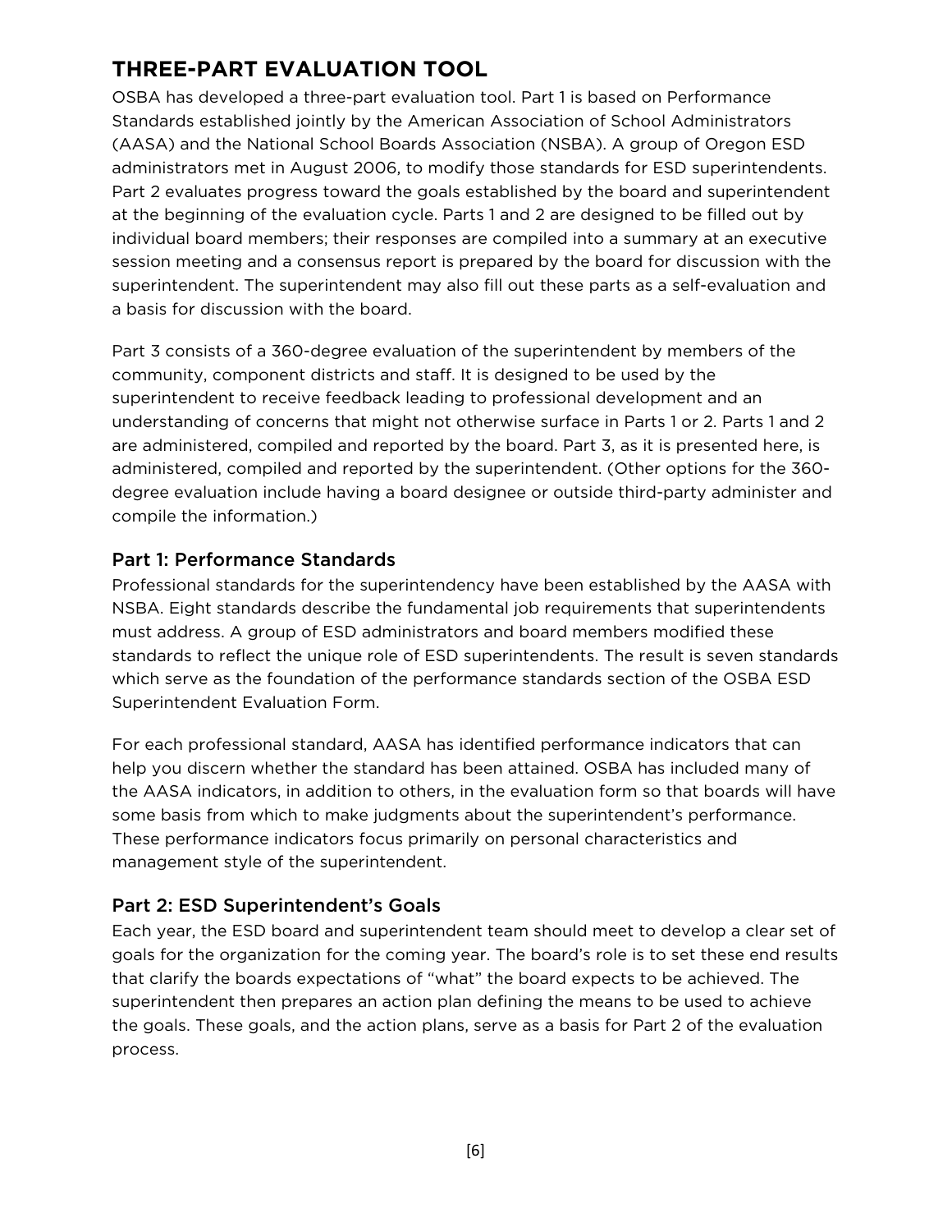# THREE-PART EVALUATION TOOL

OSBA has developed a three-part evaluation tool. Part 1 is based on Performance Standards established jointly by the American Association of School Administrators (AASA) and the National School Boards Association (NSBA). A group of Oregon ESD administrators met in August 2006, to modify those standards for ESD superintendents. Part 2 evaluates progress toward the goals established by the board and superintendent at the beginning of the evaluation cycle. Parts 1 and 2 are designed to be filled out by individual board members; their responses are compiled into a summary at an executive session meeting and a consensus report is prepared by the board for discussion with the superintendent. The superintendent may also fill out these parts as a self-evaluation and a basis for discussion with the board.

Part 3 consists of a 360-degree evaluation of the superintendent by members of the community, component districts and staff. It is designed to be used by the superintendent to receive feedback leading to professional development and an understanding of concerns that might not otherwise surface in Parts 1 or 2. Parts 1 and 2 are administered, compiled and reported by the board. Part 3, as it is presented here, is administered, compiled and reported by the superintendent. (Other options for the 360-degree evaluation include having a board designee or outside third-party administer and compile the information.)

## Part 1: Performance Standards

Professional standards for the superintendency have been established by the AASA with NSBA. Eight standards describe the fundamental job requirements that superintendents must address. A group of ESD administrators and board members modified these standards to reflect the unique role of ESD superintendents. The result is seven standards which serve as the foundation of the performance standards section of the OSBA ESD Superintendent Evaluation Form.

For each professional standard, AASA has identified performance indicators that can help you discern whether the standard has been attained. OSBA has included many of the AASA indicators, in addition to others, in the evaluation form so that boards will have some basis from which to make judgments about the superintendent's performance. These performance indicators focus primarily on personal characteristics and management style of the superintendent.

## Part 2: ESD Superintendent's Goals

Each year, the ESD board and superintendent team should meet to develop a clear set of goals for the organization for the coming year. The board's role is to set these end results that clarify the boards expectations of "what" the board expects to be achieved. The superintendent then prepares an action plan defining the means to be used to achieve the goals. These goals, and the action plans, serve as a basis for Part 2 of the evaluation process.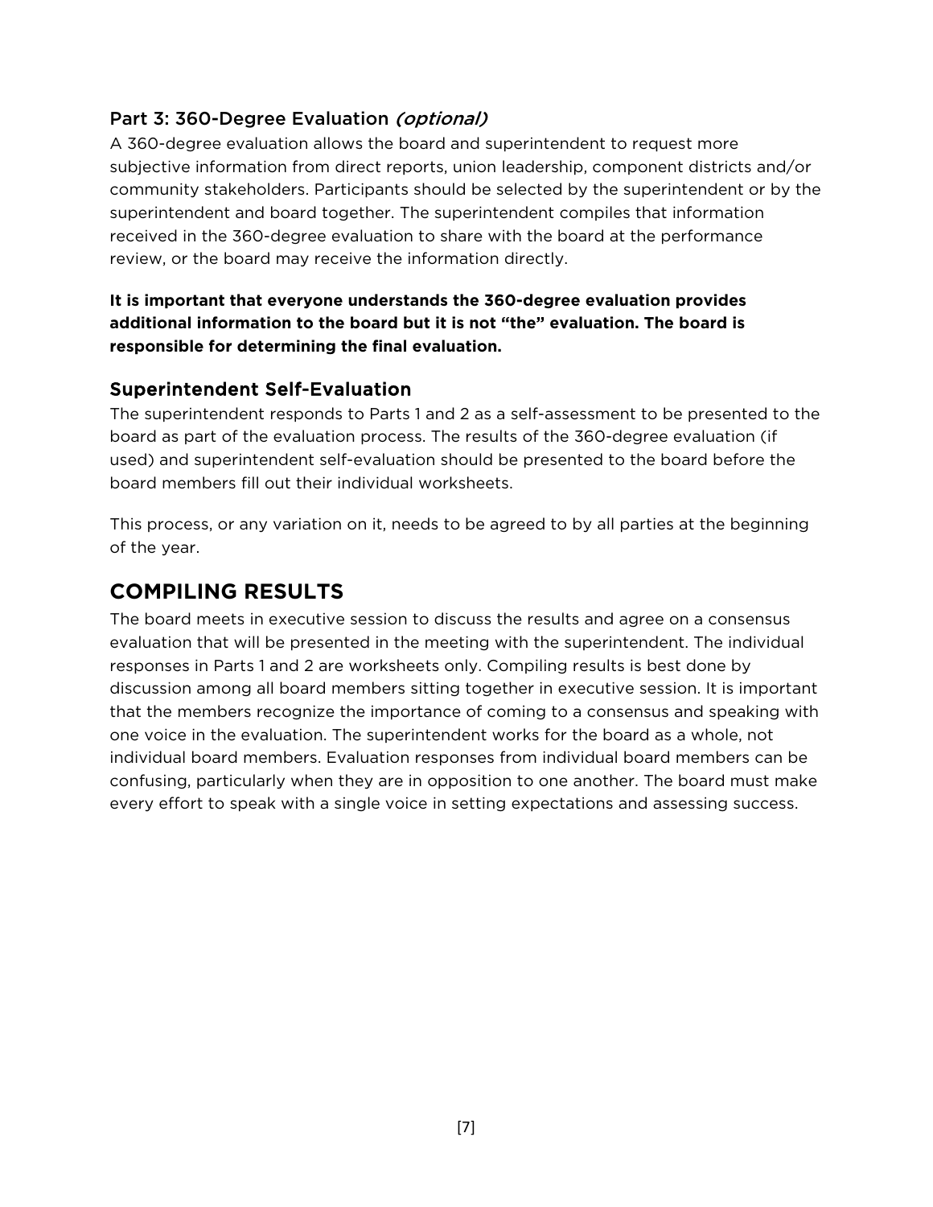### Part 3: 360-Degree Evaluation *(optional)*

A 360-degree evaluation allows the board and superintendent to request more subjective information from direct reports, union leadership, component districts and/or community stakeholders. Participants should be selected by the superintendent or by the superintendent and board together. The superintendent compiles that information received in the 360-degree evaluation to share with the board at the performance review, or the board may receive the information directly.

**It is important that everyone understands the 360-degree evaluation provides additional information to the board but it is not "the" evaluation. The board is responsible for determining the final evaluation.**

### Superintendent Self-Evaluation

The superintendent responds to Parts 1 and 2 as a self-assessment to be presented to the board as part of the evaluation process. The results of the 360-degree evaluation (if used) and superintendent self-evaluation should be presented to the board before the board members fill out their individual worksheets.

This process, or any variation on it, needs to be agreed to by all parties at the beginning of the year.

## COMPILING RESULTS

The board meets in executive session to discuss the results and agree on a consensus evaluation that will be presented in the meeting with the superintendent. The individual responses in Parts 1 and 2 are worksheets only. Compiling results is best done by discussion among all board members sitting together in executive session. It is important that the members recognize the importance of coming to a consensus and speaking with one voice in the evaluation. The superintendent works for the board as a whole, not individual board members. Evaluation responses from individual board members can be confusing, particularly when they are in opposition to one another. The board must make every effort to speak with a single voice in setting expectations and assessing success.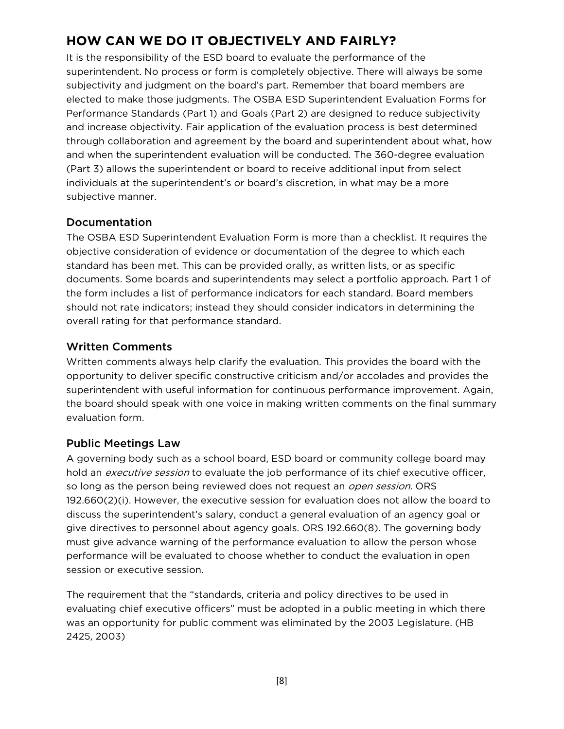## HOW CAN WE DO IT OBJECTIVELY AND FAIRLY?

It is the responsibility of the ESD board to evaluate the performance of the superintendent. No process or form is completely objective. There will always be some subjectivity and judgment on the board's part. Remember that board members are elected to make those judgments. The OSBA ESD Superintendent Evaluation Forms for Performance Standards (Part 1) and Goals (Part 2) are designed to reduce subjectivity and increase objectivity. Fair application of the evaluation process is best determined through collaboration and agreement by the board and superintendent about what, how and when the superintendent evaluation will be conducted. The 360-degree evaluation (Part 3) allows the superintendent or board to receive additional input from select individuals at the superintendent's or board's discretion, in what may be a more subjective manner.

### Documentation

The OSBA ESD Superintendent Evaluation Form is more than a checklist. It requires the objective consideration of evidence or documentation of the degree to which each standard has been met. This can be provided orally, as written lists, or as specific documents. Some boards and superintendents may select a portfolio approach. Part 1 of the form includes a list of performance indicators for each standard. Board members should not rate indicators; instead they should consider indicators in determining the overall rating for that performance standard.

### Written Comments

Written comments always help clarify the evaluation. This provides the board with the opportunity to deliver specific constructive criticism and/or accolades and provides the superintendent with useful information for continuous performance improvement. Again, the board should speak with one voice in making written comments on the final summary evaluation form.

### Public Meetings Law

A governing body such as a school board, ESD board or community college board may hold an *executive session* to evaluate the job performance of its chief executive officer, so long as the person being reviewed does not request an *open session.* ORS 192.660(2)(i). However, the executive session for evaluation does not allow the board to discuss the superintendent's salary, conduct a general evaluation of an agency goal or give directives to personnel about agency goals. ORS 192.660(8). The governing body must give advance warning of the performance evaluation to allow the person whose performance will be evaluated to choose whether to conduct the evaluation in open session or executive session.

The requirement that the "standards, criteria and policy directives to be used in evaluating chief executive officers" must be adopted in a public meeting in which there was an opportunity for public comment was eliminated by the 2003 Legislature. (HB 2425, 2003)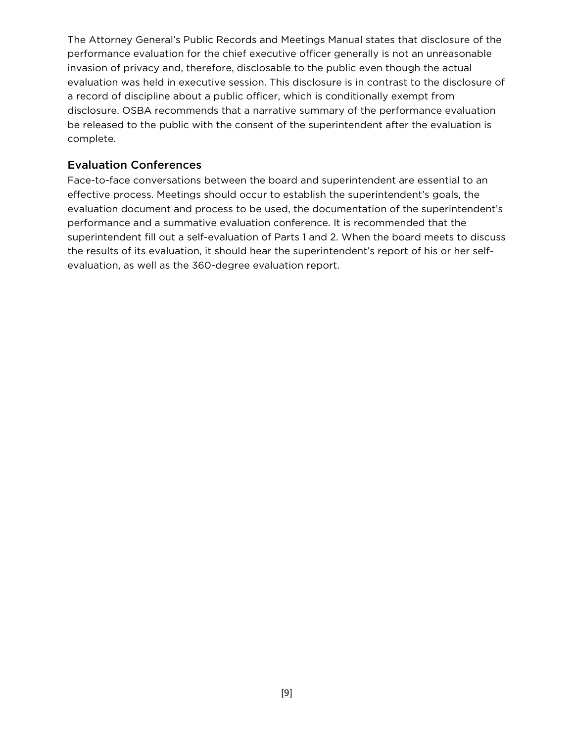The Attorney General's Public Records and Meetings Manual states that disclosure of the performance evaluation for the chief executive officer generally is not an unreasonable invasion of privacy and, therefore, disclosable to the public even though the actual evaluation was held in executive session. This disclosure is in contrast to the disclosure of a record of discipline about a public officer, which is conditionally exempt from disclosure. OSBA recommends that a narrative summary of the performance evaluation be released to the public with the consent of the superintendent after the evaluation is complete.

## Evaluation Conferences

Face-to-face conversations between the board and superintendent are essential to an effective process. Meetings should occur to establish the superintendent's goals, the evaluation document and process to be used, the documentation of the superintendent's performance and a summative evaluation conference. It is recommended that the superintendent fill out a self-evaluation of Parts 1 and 2. When the board meets to discuss the results of its evaluation, it should hear the superintendent's report of his or her self-evaluation, as well as the 360-degree evaluation report.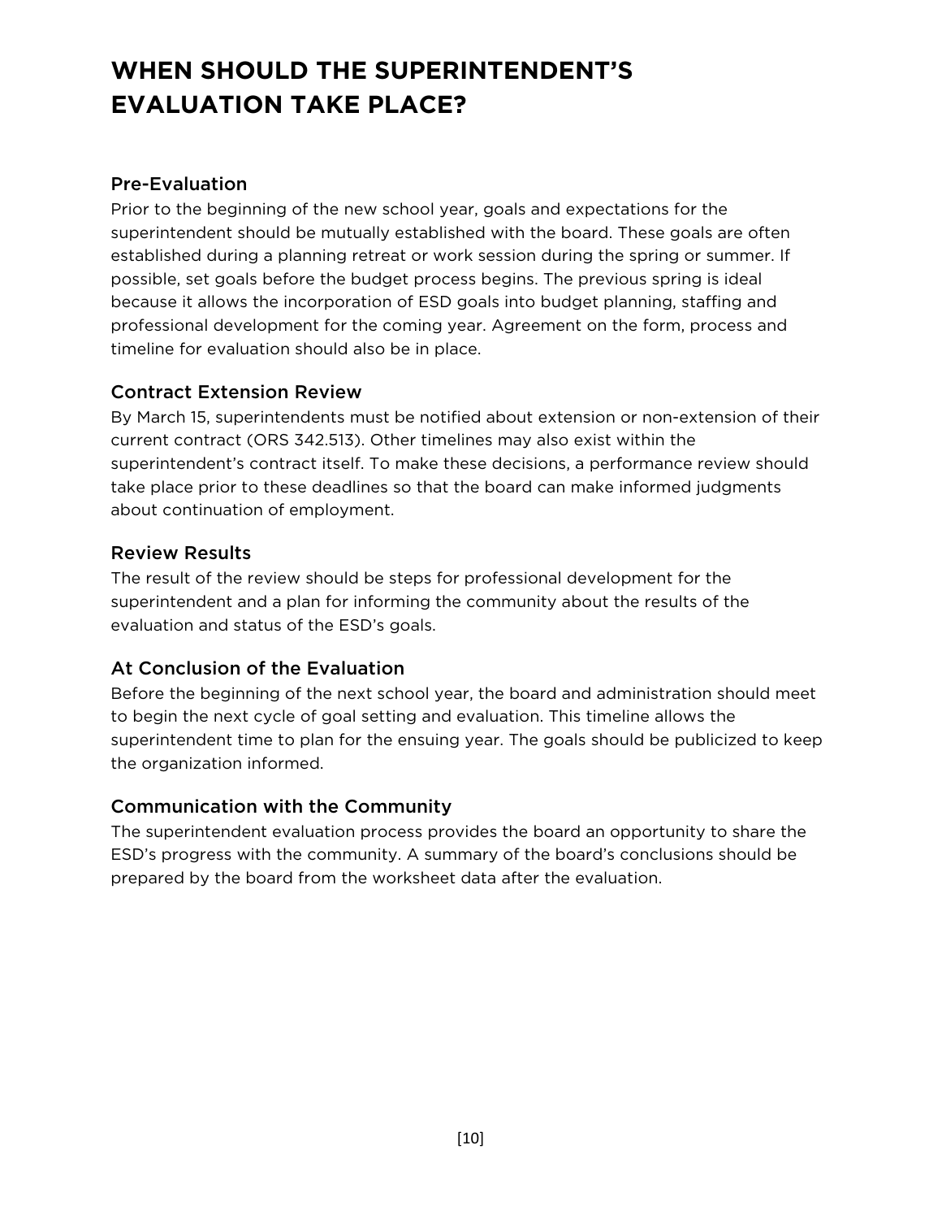# WHEN SHOULD THE SUPERINTENDENT'S EVALUATION TAKE PLACE?

## Pre-Evaluation

Prior to the beginning of the new school year, goals and expectations for the superintendent should be mutually established with the board. These goals are often established during a planning retreat or work session during the spring or summer. If possible, set goals before the budget process begins. The previous spring is ideal because it allows the incorporation of ESD goals into budget planning, staffing and professional development for the coming year. Agreement on the form, process and timeline for evaluation should also be in place.

## Contract Extension Review

By March 15, superintendents must be notified about extension or non-extension of their current contract (ORS 342.513). Other timelines may also exist within the superintendent's contract itself. To make these decisions, a performance review should take place prior to these deadlines so that the board can make informed judgments about continuation of employment.

## Review Results

The result of the review should be steps for professional development for the superintendent and a plan for informing the community about the results of the evaluation and status of the ESD's goals.

## At Conclusion of the Evaluation

Before the beginning of the next school year, the board and administration should meet to begin the next cycle of goal setting and evaluation. This timeline allows the superintendent time to plan for the ensuing year. The goals should be publicized to keep the organization informed.

## Communication with the Community

The superintendent evaluation process provides the board an opportunity to share the ESD's progress with the community. A summary of the board's conclusions should be prepared by the board from the worksheet data after the evaluation.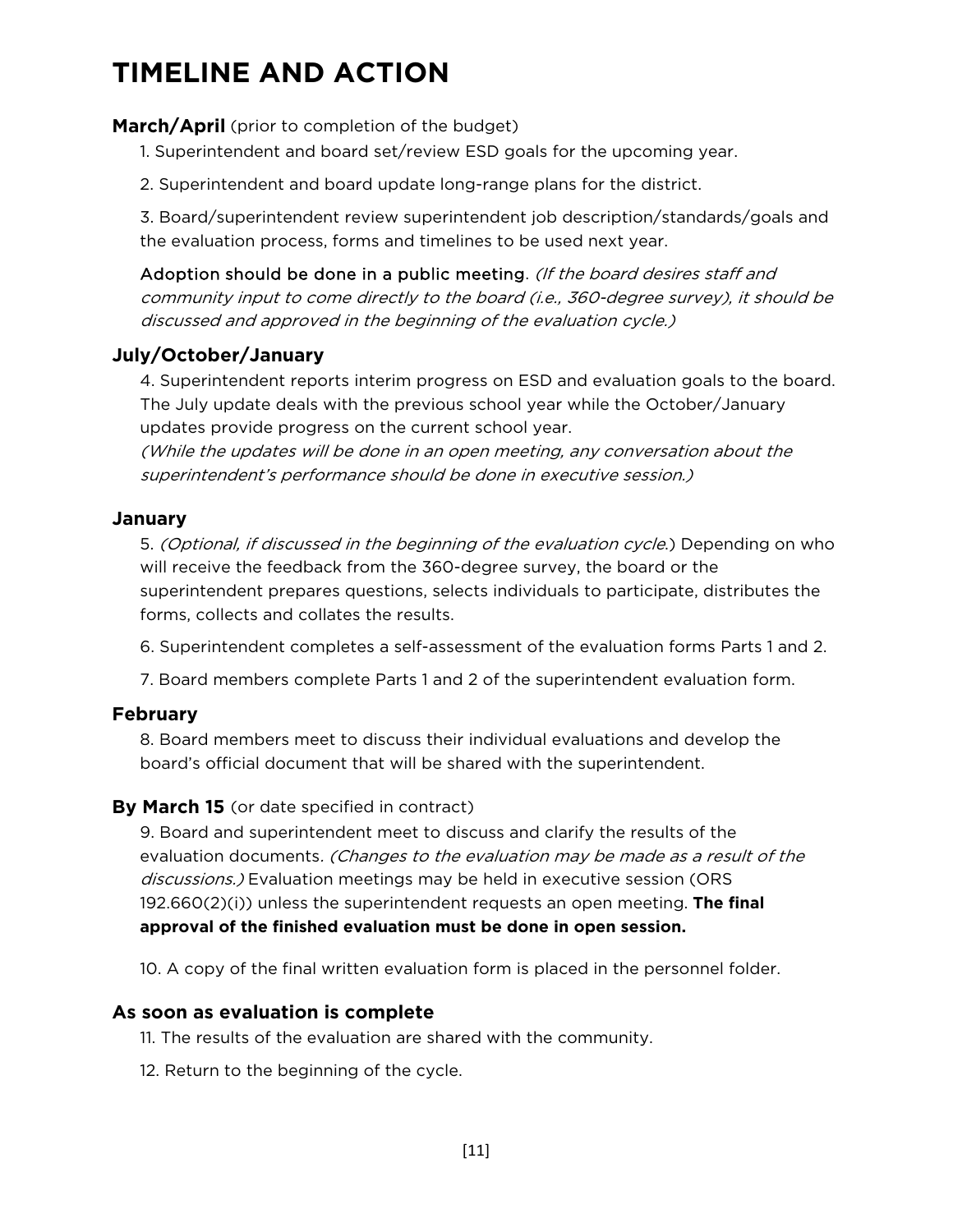# TIMELINE AND ACTION

### **March/April** (prior to completion of the budget)

1. Superintendent and board set/review ESD goals for the upcoming year.

2. Superintendent and board update long-range plans for the district.

3. Board/superintendent review superintendent job description/standards/goals and the evaluation process, forms and timelines to be used next year.

Adoption should be done in a public meeting. *(If the board desires staff and community input to come directly to the board (i.e., 360-degree survey), it should be discussed and approved in the beginning of the evaluation cycle.)*

### July/October/January

4. Superintendent reports interim progress on ESD and evaluation goals to the board. The July update deals with the previous school year while the October/January updates provide progress on the current school year.
*(While the updates will be done in an open meeting, any conversation about the superintendent's performance should be done in executive session.)*

### January

5. *(Optional, if discussed in the beginning of the evaluation cycle.)* Depending on who will receive the feedback from the 360-degree survey, the board or the superintendent prepares questions, selects individuals to participate, distributes the forms, collects and collates the results.

6. Superintendent completes a self-assessment of the evaluation forms Parts 1 and 2.

7. Board members complete Parts 1 and 2 of the superintendent evaluation form.

### February

8. Board members meet to discuss their individual evaluations and develop the board's official document that will be shared with the superintendent.

### **By March 15** (or date specified in contract)

9. Board and superintendent meet to discuss and clarify the results of the evaluation documents. *(Changes to the evaluation may be made as a result of the discussions.)* Evaluation meetings may be held in executive session (ORS 192.660(2)(i)) unless the superintendent requests an open meeting. **The final approval of the finished evaluation must be done in open session.**

10. A copy of the final written evaluation form is placed in the personnel folder.

### As soon as evaluation is complete

11. The results of the evaluation are shared with the community.

12. Return to the beginning of the cycle.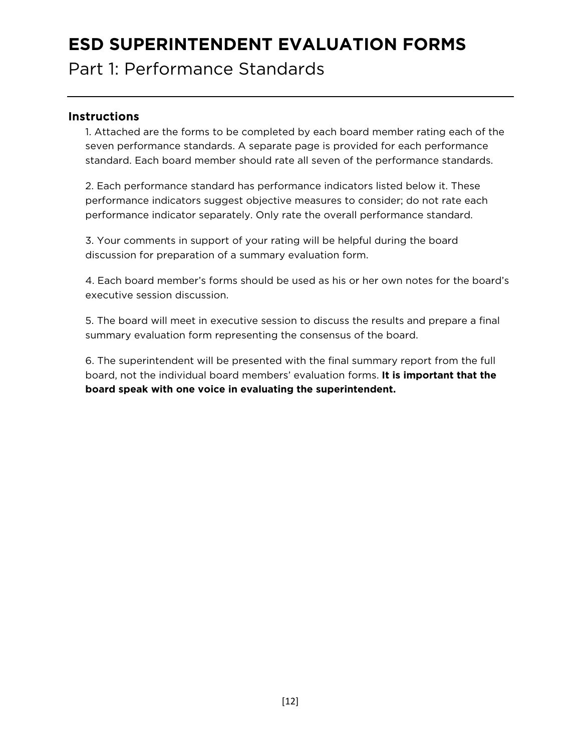# ESD SUPERINTENDENT EVALUATION FORMS

## Part 1: Performance Standards

---

### Instructions

1. Attached are the forms to be completed by each board member rating each of the seven performance standards. A separate page is provided for each performance standard. Each board member should rate all seven of the performance standards.

2. Each performance standard has performance indicators listed below it. These performance indicators suggest objective measures to consider; do not rate each performance indicator separately. Only rate the overall performance standard.

3. Your comments in support of your rating will be helpful during the board discussion for preparation of a summary evaluation form.

4. Each board member's forms should be used as his or her own notes for the board's executive session discussion.

5. The board will meet in executive session to discuss the results and prepare a final summary evaluation form representing the consensus of the board.

6. The superintendent will be presented with the final summary report from the full board, not the individual board members' evaluation forms. **It is important that the board speak with one voice in evaluating the superintendent.**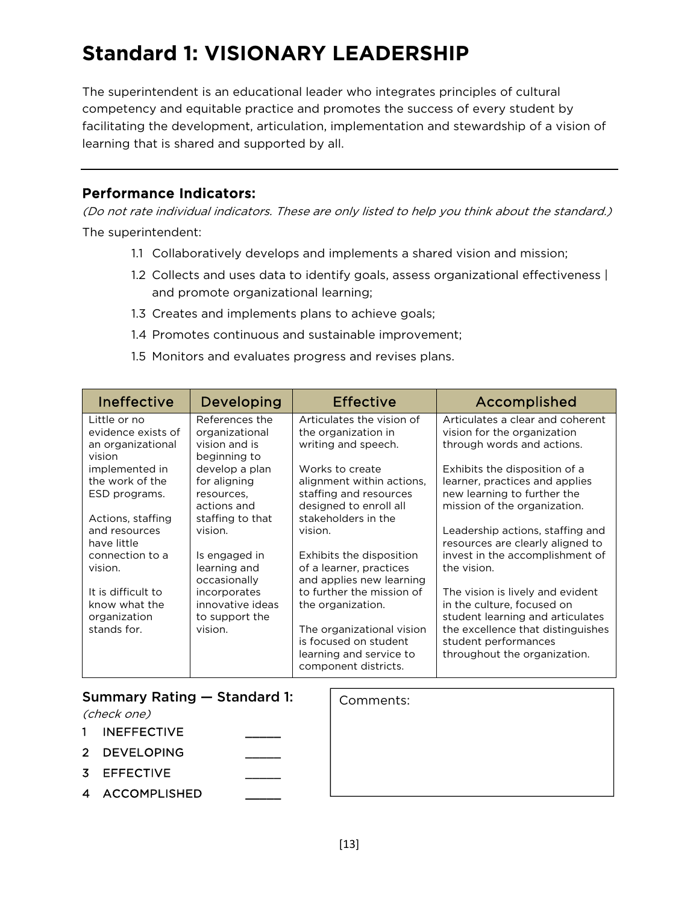# Standard 1: VISIONARY LEADERSHIP

The superintendent is an educational leader who integrates principles of cultural competency and equitable practice and promotes the success of every student by facilitating the development, articulation, implementation and stewardship of a vision of learning that is shared and supported by all.

---

### Performance Indicators:

*(Do not rate individual indicators. These are only listed to help you think about the standard.)*

The superintendent:

- 1.1 Collaboratively develops and implements a shared vision and mission;
- 1.2 Collects and uses data to identify goals, assess organizational effectiveness | and promote organizational learning;
- 1.3 Creates and implements plans to achieve goals;
- 1.4 Promotes continuous and sustainable improvement;
- 1.5 Monitors and evaluates progress and revises plans.

| Ineffective | Developing | Effective | Accomplished |
|---|---|---|---|
| Little or no evidence exists of an organizational vision implemented in the work of the ESD programs.<br><br>Actions, staffing and resources have little connection to a vision.<br><br>It is difficult to know what the organization stands for. | References the organizational vision and is beginning to develop a plan for aligning resources, actions and staffing to that vision.<br><br>Is engaged in learning and occasionally incorporates innovative ideas to support the vision. | Articulates the vision of the organization in writing and speech.<br><br>Works to create alignment within actions, staffing and resources designed to enroll all stakeholders in the vision.<br><br>Exhibits the disposition of a learner, practices and applies new learning to further the mission of the organization.<br><br>The organizational vision is focused on student learning and service to component districts. | Articulates a clear and coherent vision for the organization through words and actions.<br><br>Exhibits the disposition of a learner, practices and applies new learning to further the mission of the organization.<br><br>Leadership actions, staffing and resources are clearly aligned to invest in the accomplishment of the vision.<br><br>The vision is lively and evident in the culture, focused on student learning and articulates the excellence that distinguishes student performances throughout the organization. |

**Summary Rating — Standard 1:**
*(check one)*

1 INEFFECTIVE _____
2 DEVELOPING _____
3 EFFECTIVE _____
4 ACCOMPLISHED _____

Comments: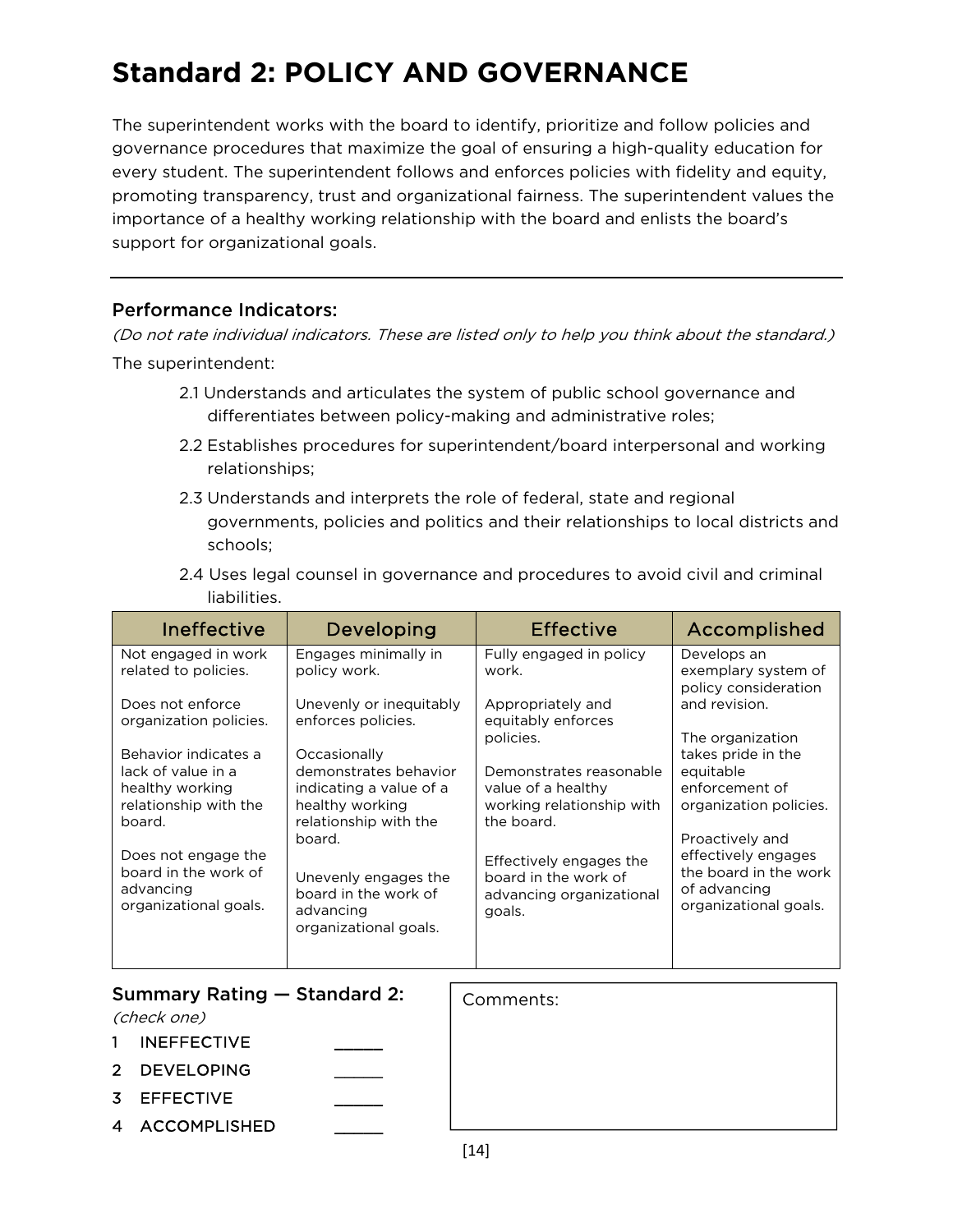# Standard 2: POLICY AND GOVERNANCE

The superintendent works with the board to identify, prioritize and follow policies and governance procedures that maximize the goal of ensuring a high-quality education for every student. The superintendent follows and enforces policies with fidelity and equity, promoting transparency, trust and organizational fairness. The superintendent values the importance of a healthy working relationship with the board and enlists the board's support for organizational goals.

---

### Performance Indicators:

*(Do not rate individual indicators. These are listed only to help you think about the standard.)*

The superintendent:

- 2.1 Understands and articulates the system of public school governance and differentiates between policy-making and administrative roles;
- 2.2 Establishes procedures for superintendent/board interpersonal and working relationships;
- 2.3 Understands and interprets the role of federal, state and regional governments, policies and politics and their relationships to local districts and schools;
- 2.4 Uses legal counsel in governance and procedures to avoid civil and criminal liabilities.

| Ineffective | Developing | Effective | Accomplished |
|---|---|---|---|
| Not engaged in work related to policies.<br><br>Does not enforce organization policies.<br><br>Behavior indicates a lack of value in a healthy working relationship with the board.<br><br>Does not engage the board in the work of advancing organizational goals. | Engages minimally in policy work.<br><br>Unevenly or inequitably enforces policies.<br><br>Occasionally demonstrates behavior indicating a value of a healthy working relationship with the board.<br><br>Unevenly engages the board in the work of advancing organizational goals. | Fully engaged in policy work.<br><br>Appropriately and equitably enforces policies.<br><br>Demonstrates reasonable value of a healthy working relationship with the board.<br><br>Effectively engages the board in the work of advancing organizational goals. | Develops an exemplary system of policy consideration and revision.<br><br>The organization takes pride in the equitable enforcement of organization policies.<br><br>Proactively and effectively engages the board in the work of advancing organizational goals. |

### Summary Rating — Standard 2:

*(check one)*

1 INEFFECTIVE _____

2 DEVELOPING _____

3 EFFECTIVE _____

4 ACCOMPLISHED _____

Comments: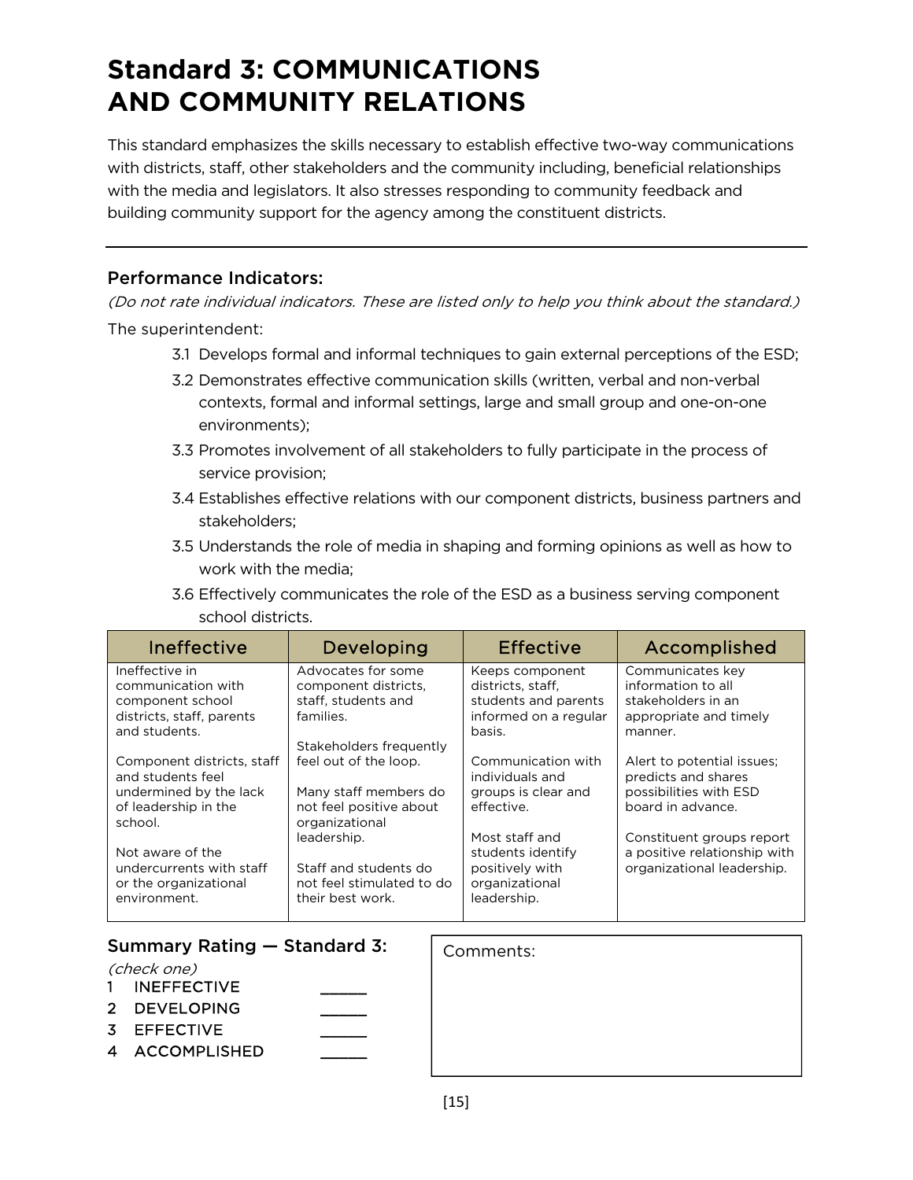# Standard 3: COMMUNICATIONS AND COMMUNITY RELATIONS

This standard emphasizes the skills necessary to establish effective two-way communications with districts, staff, other stakeholders and the community including, beneficial relationships with the media and legislators. It also stresses responding to community feedback and building community support for the agency among the constituent districts.

---

## Performance Indicators:

*(Do not rate individual indicators. These are listed only to help you think about the standard.)*

The superintendent:

- 3.1 Develops formal and informal techniques to gain external perceptions of the ESD;
- 3.2 Demonstrates effective communication skills (written, verbal and non-verbal contexts, formal and informal settings, large and small group and one-on-one environments);
- 3.3 Promotes involvement of all stakeholders to fully participate in the process of service provision;
- 3.4 Establishes effective relations with our component districts, business partners and stakeholders;
- 3.5 Understands the role of media in shaping and forming opinions as well as how to work with the media;
- 3.6 Effectively communicates the role of the ESD as a business serving component school districts.

| Ineffective | Developing | Effective | Accomplished |
|---|---|---|---|
| Ineffective in communication with component school districts, staff, parents and students.<br><br>Component districts, staff and students feel undermined by the lack of leadership in the school.<br><br>Not aware of the undercurrents with staff or the organizational environment. | Advocates for some component districts, staff, students and families.<br><br>Stakeholders frequently feel out of the loop.<br><br>Many staff members do not feel positive about organizational leadership.<br><br>Staff and students do not feel stimulated to do their best work. | Keeps component districts, staff, students and parents informed on a regular basis.<br><br>Communication with individuals and groups is clear and effective.<br><br>Most staff and students identify positively with organizational leadership. | Communicates key information to all stakeholders in an appropriate and timely manner.<br><br>Alert to potential issues; predicts and shares possibilities with ESD board in advance.<br><br>Constituent groups report a positive relationship with organizational leadership. |

### Summary Rating — Standard 3:

*(check one)*

1 INEFFECTIVE _____
2 DEVELOPING _____
3 EFFECTIVE _____
4 ACCOMPLISHED _____

Comments: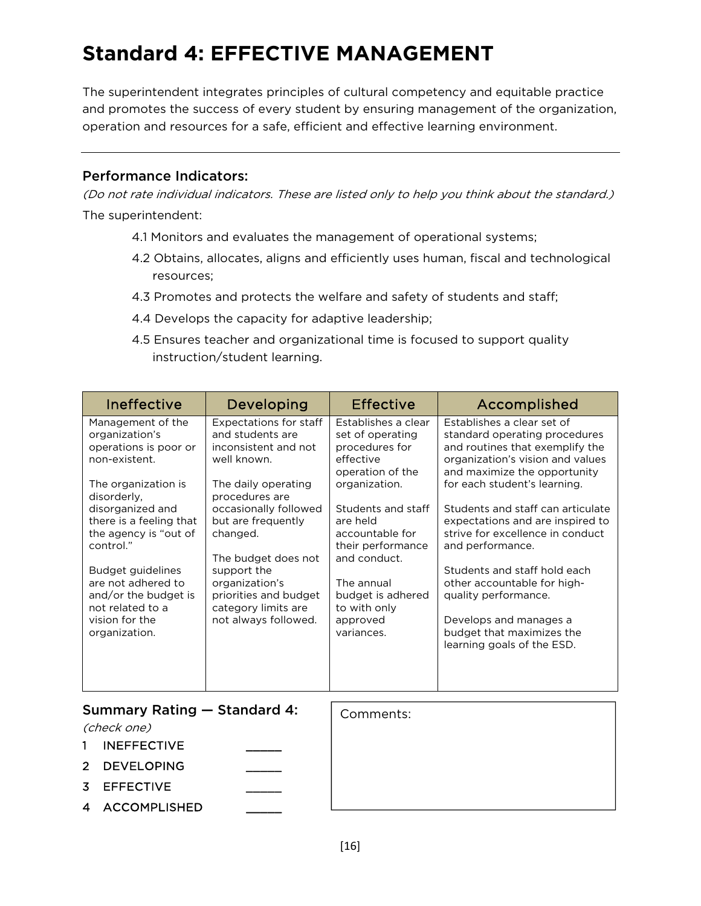# Standard 4: EFFECTIVE MANAGEMENT

The superintendent integrates principles of cultural competency and equitable practice and promotes the success of every student by ensuring management of the organization, operation and resources for a safe, efficient and effective learning environment.

---

### Performance Indicators:

*(Do not rate individual indicators. These are listed only to help you think about the standard.)*

The superintendent:

- 4.1 Monitors and evaluates the management of operational systems;
- 4.2 Obtains, allocates, aligns and efficiently uses human, fiscal and technological resources;
- 4.3 Promotes and protects the welfare and safety of students and staff;
- 4.4 Develops the capacity for adaptive leadership;
- 4.5 Ensures teacher and organizational time is focused to support quality instruction/student learning.

| Ineffective | Developing | Effective | Accomplished |
|---|---|---|---|
| Management of the organization's operations is poor or non-existent.<br><br>The organization is disorderly, disorganized and there is a feeling that the agency is "out of control."<br><br>Budget guidelines are not adhered to and/or the budget is not related to a vision for the organization. | Expectations for staff and students are inconsistent and not well known.<br><br>The daily operating procedures are occasionally followed but are frequently changed.<br><br>The budget does not support the organization's priorities and budget category limits are not always followed. | Establishes a clear set of operating procedures for effective operation of the organization.<br><br>Students and staff are held accountable for their performance and conduct.<br><br>The annual budget is adhered to with only approved variances. | Establishes a clear set of standard operating procedures and routines that exemplify the organization's vision and values and maximize the opportunity for each student's learning.<br><br>Students and staff can articulate expectations and are inspired to strive for excellence in conduct and performance.<br><br>Students and staff hold each other accountable for high-quality performance.<br><br>Develops and manages a budget that maximizes the learning goals of the ESD. |

### Summary Rating — Standard 4:

*(check one)*

1 INEFFECTIVE _____

2 DEVELOPING _____

3 EFFECTIVE _____

4 ACCOMPLISHED _____

Comments: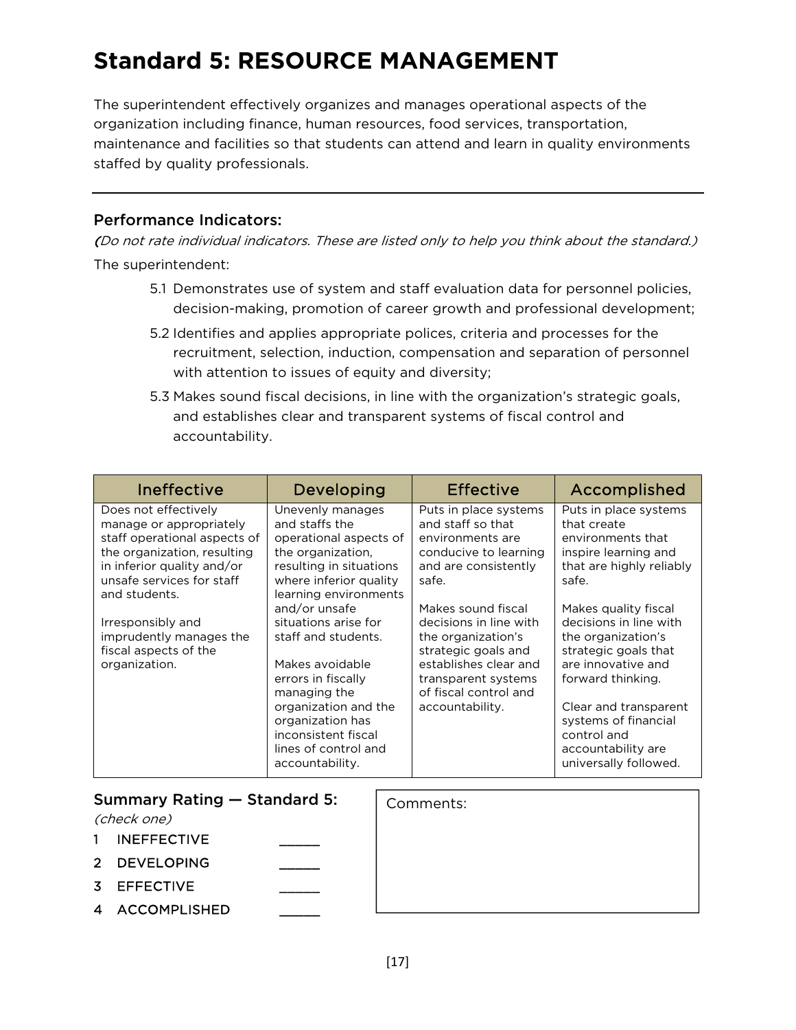# Standard 5: RESOURCE MANAGEMENT

The superintendent effectively organizes and manages operational aspects of the organization including finance, human resources, food services, transportation, maintenance and facilities so that students can attend and learn in quality environments staffed by quality professionals.

---

### Performance Indicators:

*(Do not rate individual indicators. These are listed only to help you think about the standard.)*

The superintendent:

5.1 Demonstrates use of system and staff evaluation data for personnel policies, decision-making, promotion of career growth and professional development;

5.2 Identifies and applies appropriate polices, criteria and processes for the recruitment, selection, induction, compensation and separation of personnel with attention to issues of equity and diversity;

5.3 Makes sound fiscal decisions, in line with the organization's strategic goals, and establishes clear and transparent systems of fiscal control and accountability.

| Ineffective | Developing | Effective | Accomplished |
|---|---|---|---|
| Does not effectively manage or appropriately staff operational aspects of the organization, resulting in inferior quality and/or unsafe services for staff and students.<br><br>Irresponsibly and imprudently manages the fiscal aspects of the organization. | Unevenly manages and staffs the operational aspects of the organization, resulting in situations where inferior quality learning environments and/or unsafe situations arise for staff and students.<br><br>Makes avoidable errors in fiscally managing the organization and the organization has inconsistent fiscal lines of control and accountability. | Puts in place systems and staff so that environments are conducive to learning and are consistently safe.<br><br>Makes sound fiscal decisions in line with the organization's strategic goals and establishes clear and transparent systems of fiscal control and accountability. | Puts in place systems that create environments that inspire learning and that are highly reliably safe.<br><br>Makes quality fiscal decisions in line with the organization's strategic goals that are innovative and forward thinking.<br><br>Clear and transparent systems of financial control and accountability are universally followed. |

### Summary Rating — Standard 5:

*(check one)*

1 INEFFECTIVE _____

2 DEVELOPING _____

3 EFFECTIVE _____

4 ACCOMPLISHED _____

Comments: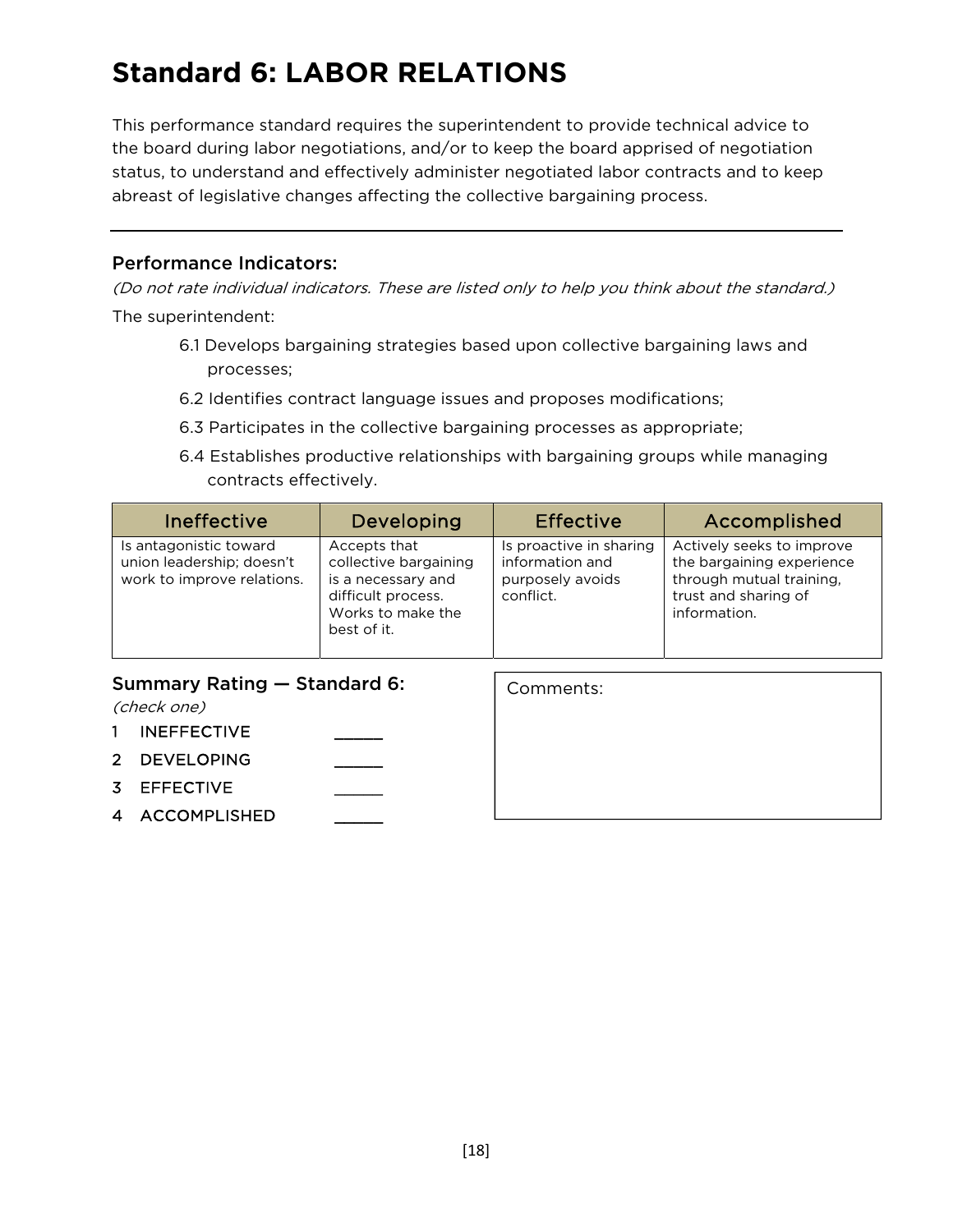# Standard 6: LABOR RELATIONS

This performance standard requires the superintendent to provide technical advice to the board during labor negotiations, and/or to keep the board apprised of negotiation status, to understand and effectively administer negotiated labor contracts and to keep abreast of legislative changes affecting the collective bargaining process.

---

### Performance Indicators:

*(Do not rate individual indicators. These are listed only to help you think about the standard.)*

The superintendent:

- 6.1 Develops bargaining strategies based upon collective bargaining laws and processes;
- 6.2 Identifies contract language issues and proposes modifications;
- 6.3 Participates in the collective bargaining processes as appropriate;
- 6.4 Establishes productive relationships with bargaining groups while managing contracts effectively.

| Ineffective | Developing | Effective | Accomplished |
|---|---|---|---|
| Is antagonistic toward union leadership; doesn't work to improve relations. | Accepts that collective bargaining is a necessary and difficult process. Works to make the best of it. | Is proactive in sharing information and purposely avoids conflict. | Actively seeks to improve the bargaining experience through mutual training, trust and sharing of information. |

### Summary Rating — Standard 6:

*(check one)*

1 INEFFECTIVE _____

2 DEVELOPING _____

3 EFFECTIVE _____

4 ACCOMPLISHED _____

Comments: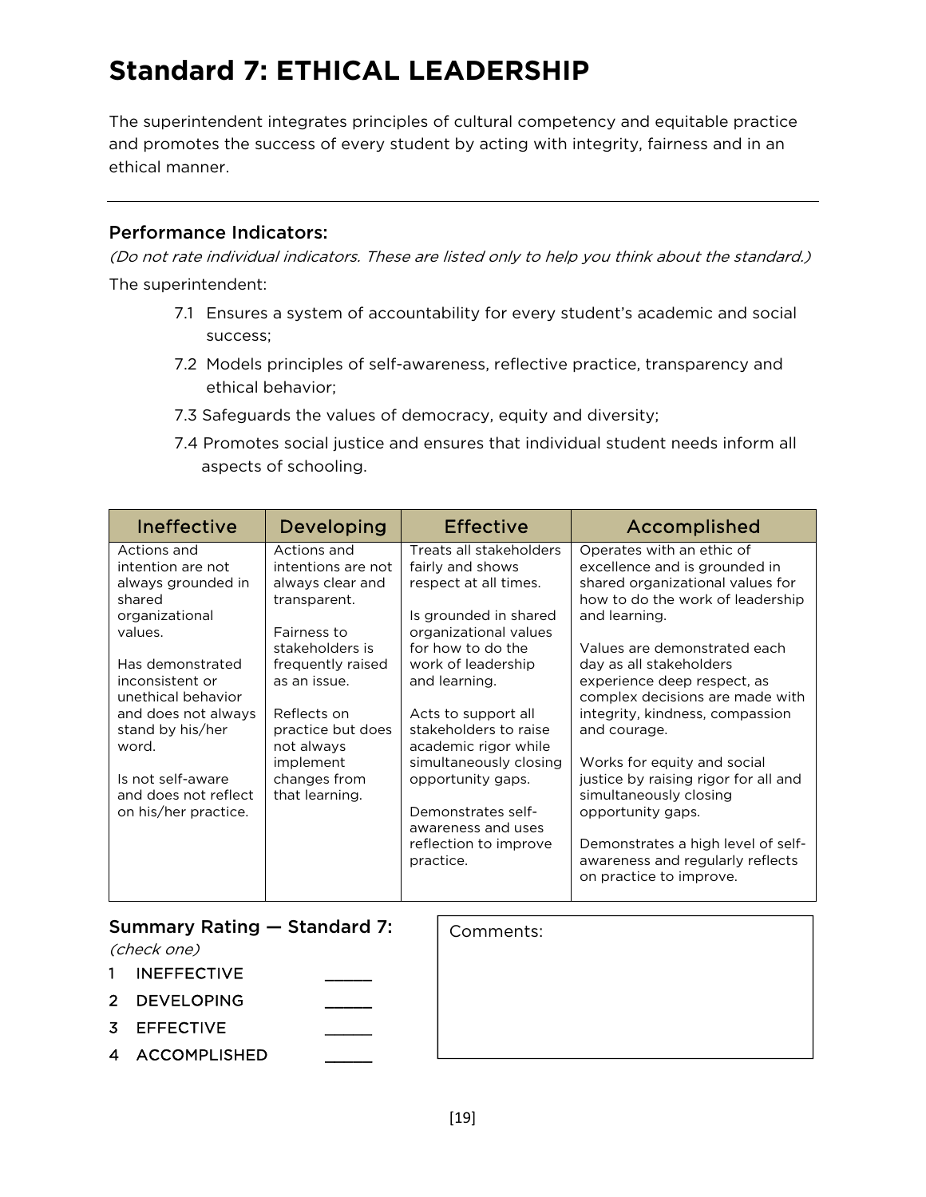# Standard 7: ETHICAL LEADERSHIP

The superintendent integrates principles of cultural competency and equitable practice and promotes the success of every student by acting with integrity, fairness and in an ethical manner.

---

### Performance Indicators:

*(Do not rate individual indicators. These are listed only to help you think about the standard.)*

The superintendent:

- 7.1 Ensures a system of accountability for every student's academic and social success;
- 7.2 Models principles of self-awareness, reflective practice, transparency and ethical behavior;
- 7.3 Safeguards the values of democracy, equity and diversity;
- 7.4 Promotes social justice and ensures that individual student needs inform all aspects of schooling.

| Ineffective | Developing | Effective | Accomplished |
|---|---|---|---|
| Actions and intention are not always grounded in shared organizational values.<br><br>Has demonstrated inconsistent or unethical behavior and does not always stand by his/her word.<br><br>Is not self-aware and does not reflect on his/her practice. | Actions and intentions are not always clear and transparent.<br><br>Fairness to stakeholders is frequently raised as an issue.<br><br>Reflects on practice but does not always implement changes from that learning. | Treats all stakeholders fairly and shows respect at all times.<br><br>Is grounded in shared organizational values for how to do the work of leadership and learning.<br><br>Acts to support all stakeholders to raise academic rigor while simultaneously closing opportunity gaps.<br><br>Demonstrates self-awareness and uses reflection to improve practice. | Operates with an ethic of excellence and is grounded in shared organizational values for how to do the work of leadership and learning.<br><br>Values are demonstrated each day as all stakeholders experience deep respect, as complex decisions are made with integrity, kindness, compassion and courage.<br><br>Works for equity and social justice by raising rigor for all and simultaneously closing opportunity gaps.<br><br>Demonstrates a high level of self-awareness and regularly reflects on practice to improve. |

### Summary Rating — Standard 7:

*(check one)*

1 INEFFECTIVE _____

2 DEVELOPING _____

3 EFFECTIVE _____

4 ACCOMPLISHED _____

Comments: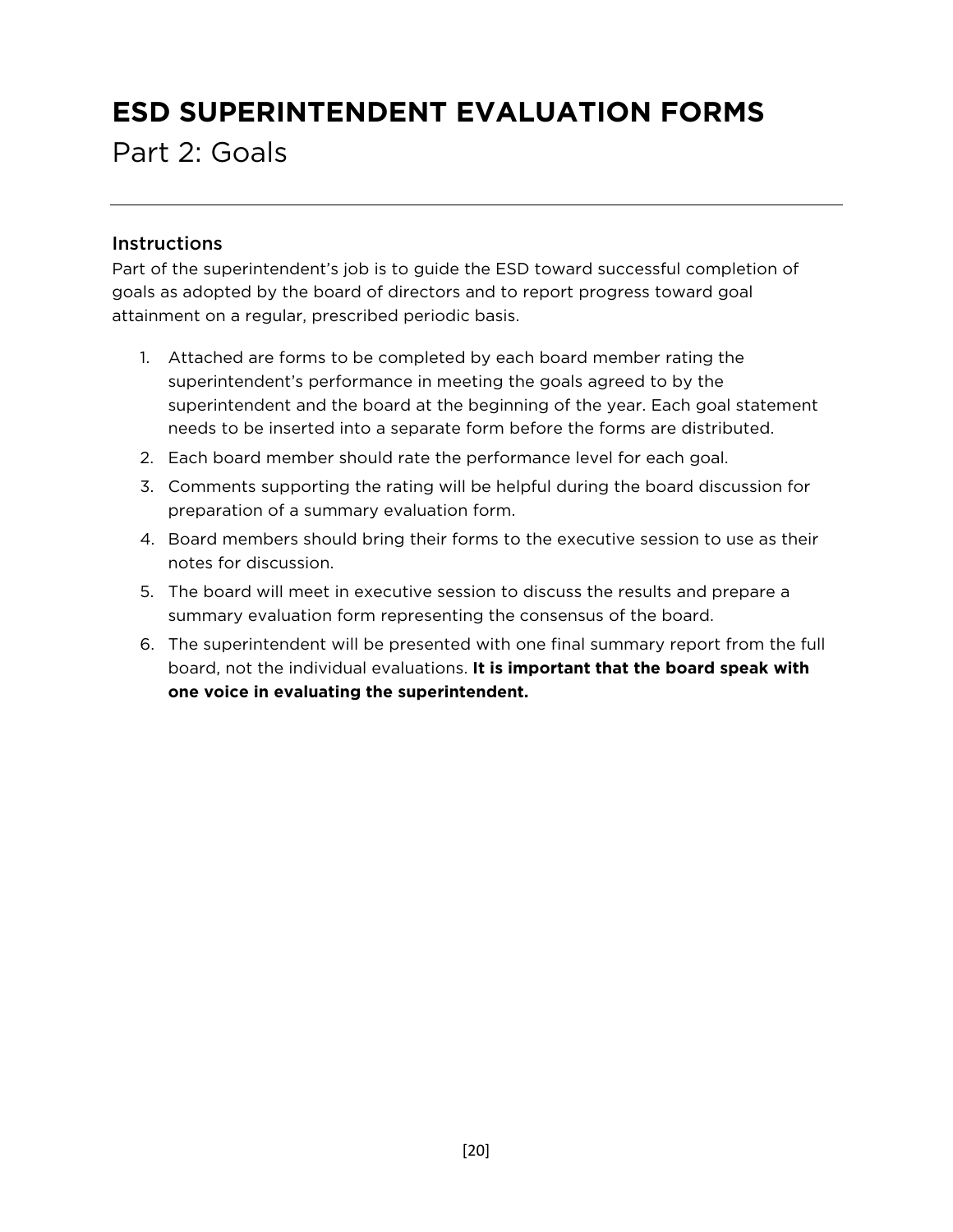# ESD SUPERINTENDENT EVALUATION FORMS

Part 2: Goals

---

## Instructions

Part of the superintendent's job is to guide the ESD toward successful completion of goals as adopted by the board of directors and to report progress toward goal attainment on a regular, prescribed periodic basis.

1. Attached are forms to be completed by each board member rating the superintendent's performance in meeting the goals agreed to by the superintendent and the board at the beginning of the year. Each goal statement needs to be inserted into a separate form before the forms are distributed.
2. Each board member should rate the performance level for each goal.
3. Comments supporting the rating will be helpful during the board discussion for preparation of a summary evaluation form.
4. Board members should bring their forms to the executive session to use as their notes for discussion.
5. The board will meet in executive session to discuss the results and prepare a summary evaluation form representing the consensus of the board.
6. The superintendent will be presented with one final summary report from the full board, not the individual evaluations. **It is important that the board speak with one voice in evaluating the superintendent.**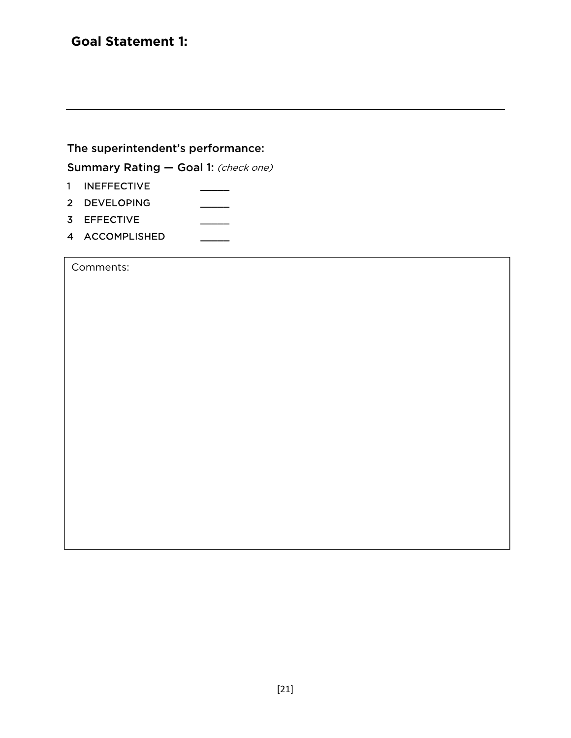## Goal Statement 1:

---

The superintendent's performance:

Summary Rating — Goal 1: *(check one)*

1 INEFFECTIVE _____

2 DEVELOPING _____

3 EFFECTIVE _____

4 ACCOMPLISHED _____

Comments: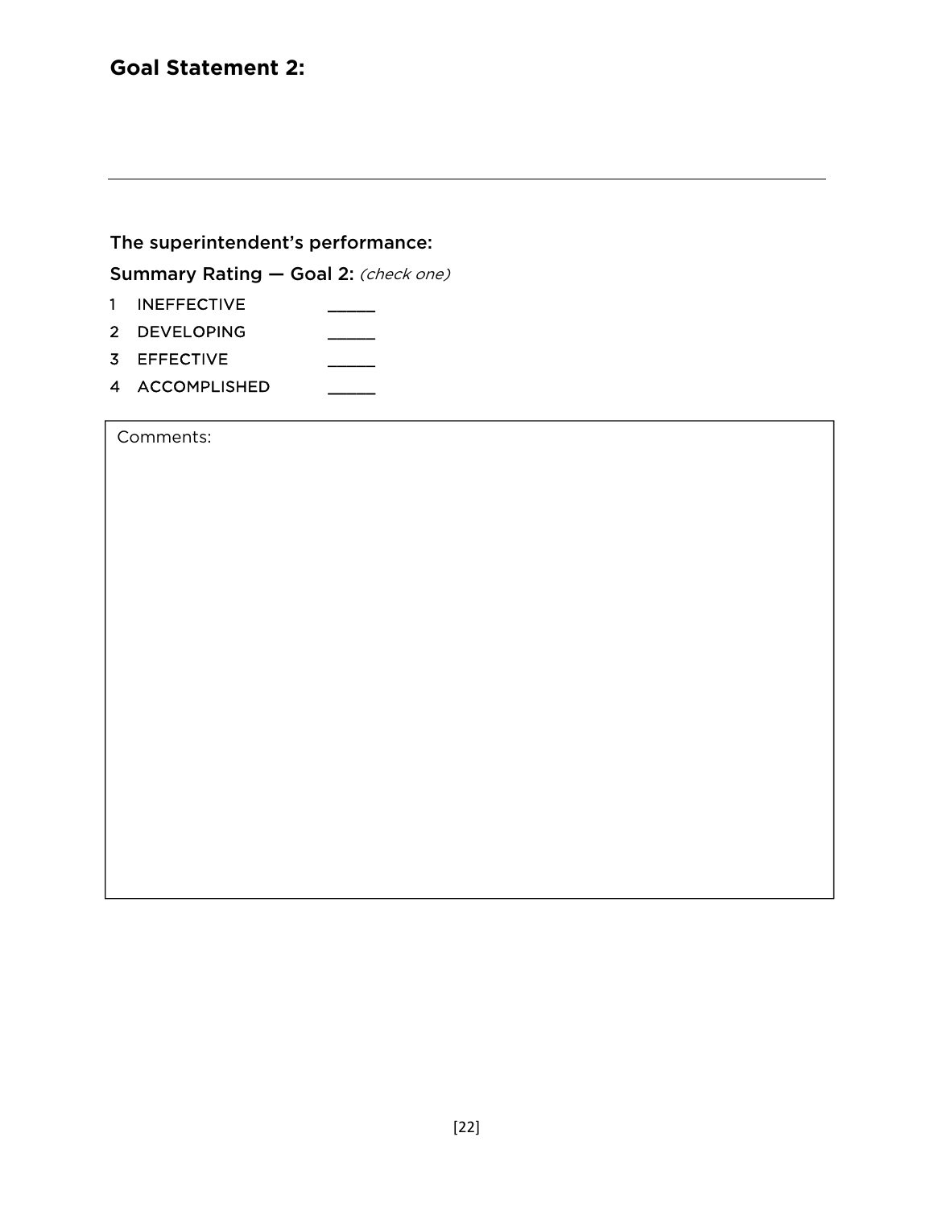## Goal Statement 2:

---

The superintendent's performance:

Summary Rating — Goal 2: *(check one)*

1 INEFFECTIVE _____

2 DEVELOPING _____

3 EFFECTIVE _____

4 ACCOMPLISHED _____

| Comments: |
|---|
| |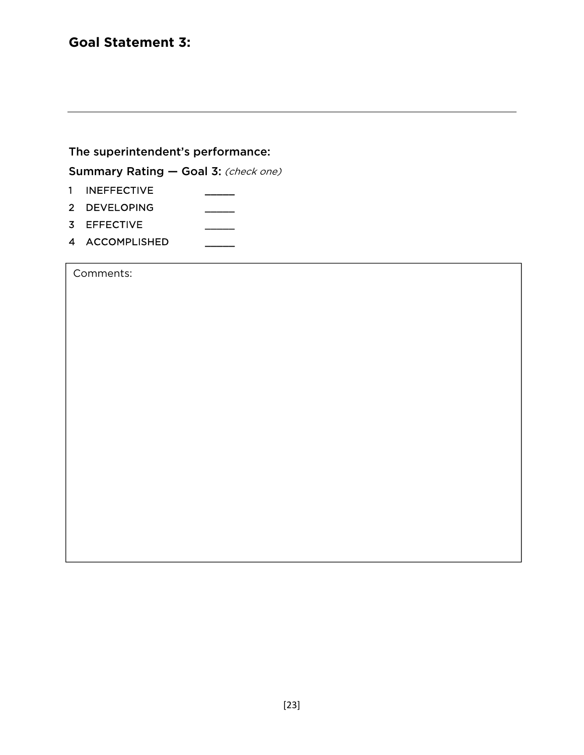## Goal Statement 3:

---

The superintendent's performance:

Summary Rating — Goal 3: *(check one)*

1 INEFFECTIVE _____
2 DEVELOPING _____
3 EFFECTIVE _____
4 ACCOMPLISHED _____

| Comments: |
|---|
| |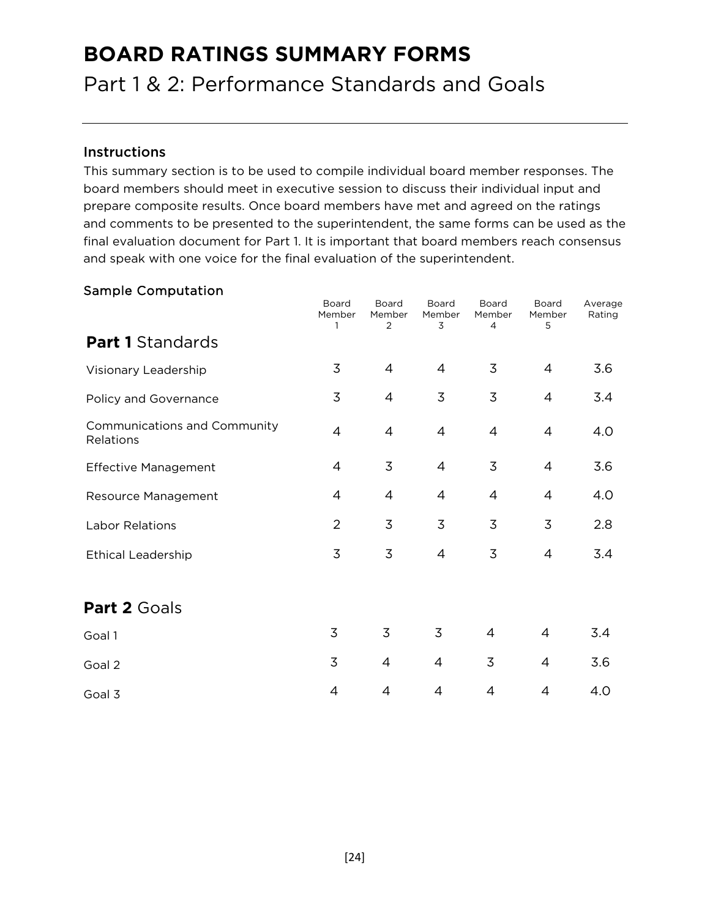# BOARD RATINGS SUMMARY FORMS

## Part 1 & 2: Performance Standards and Goals

### Instructions

This summary section is to be used to compile individual board member responses. The board members should meet in executive session to discuss their individual input and prepare composite results. Once board members have met and agreed on the ratings and comments to be presented to the superintendent, the same forms can be used as the final evaluation document for Part 1. It is important that board members reach consensus and speak with one voice for the final evaluation of the superintendent.

### Sample Computation

| | Board Member 1 | Board Member 2 | Board Member 3 | Board Member 4 | Board Member 5 | Average Rating |
|---|---|---|---|---|---|---|
| **Part 1** Standards | | | | | | |
| Visionary Leadership | 3 | 4 | 4 | 3 | 4 | 3.6 |
| Policy and Governance | 3 | 4 | 3 | 3 | 4 | 3.4 |
| Communications and Community Relations | 4 | 4 | 4 | 4 | 4 | 4.0 |
| Effective Management | 4 | 3 | 4 | 3 | 4 | 3.6 |
| Resource Management | 4 | 4 | 4 | 4 | 4 | 4.0 |
| Labor Relations | 2 | 3 | 3 | 3 | 3 | 2.8 |
| Ethical Leadership | 3 | 3 | 4 | 3 | 4 | 3.4 |
| **Part 2** Goals | | | | | | |
| Goal 1 | 3 | 3 | 3 | 4 | 4 | 3.4 |
| Goal 2 | 3 | 4 | 4 | 3 | 4 | 3.6 |
| Goal 3 | 4 | 4 | 4 | 4 | 4 | 4.0 |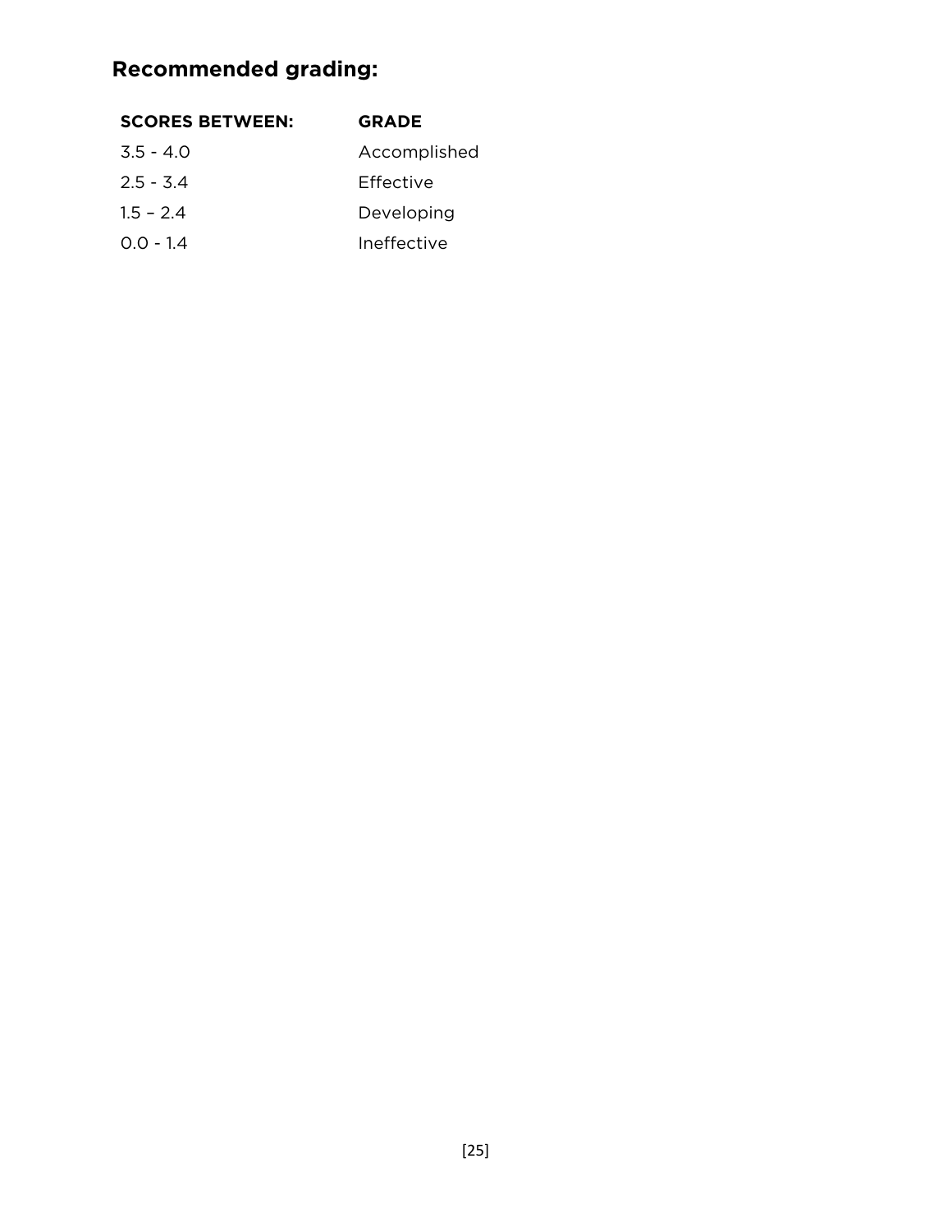## Recommended grading:

| SCORES BETWEEN: | GRADE |
|---|---|
| 3.5 - 4.0 | Accomplished |
| 2.5 - 3.4 | Effective |
| 1.5 – 2.4 | Developing |
| 0.0 - 1.4 | Ineffective |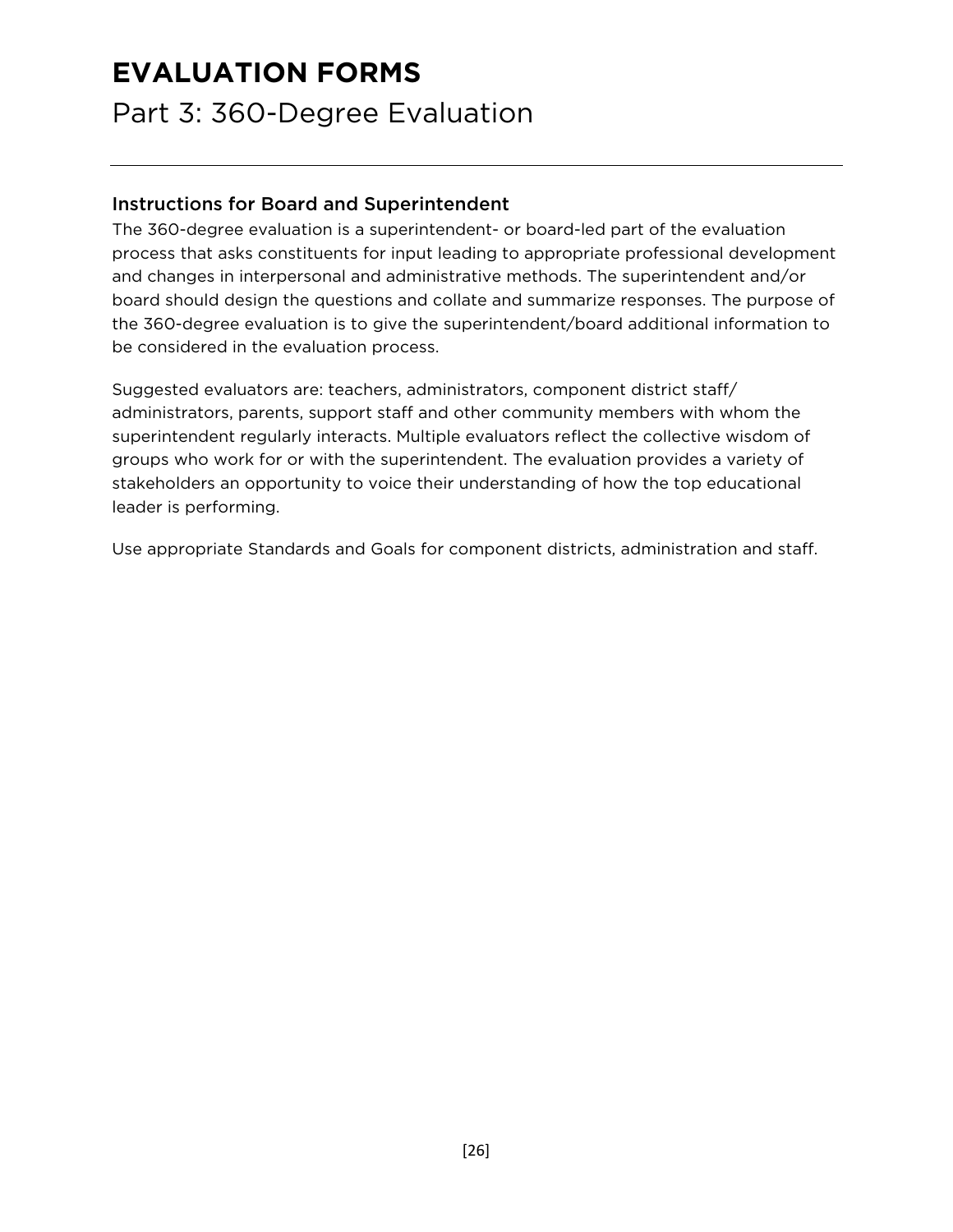# EVALUATION FORMS

## Part 3: 360-Degree Evaluation

---

### Instructions for Board and Superintendent

The 360-degree evaluation is a superintendent- or board-led part of the evaluation process that asks constituents for input leading to appropriate professional development and changes in interpersonal and administrative methods. The superintendent and/or board should design the questions and collate and summarize responses. The purpose of the 360-degree evaluation is to give the superintendent/board additional information to be considered in the evaluation process.

Suggested evaluators are: teachers, administrators, component district staff/ administrators, parents, support staff and other community members with whom the superintendent regularly interacts. Multiple evaluators reflect the collective wisdom of groups who work for or with the superintendent. The evaluation provides a variety of stakeholders an opportunity to voice their understanding of how the top educational leader is performing.

Use appropriate Standards and Goals for component districts, administration and staff.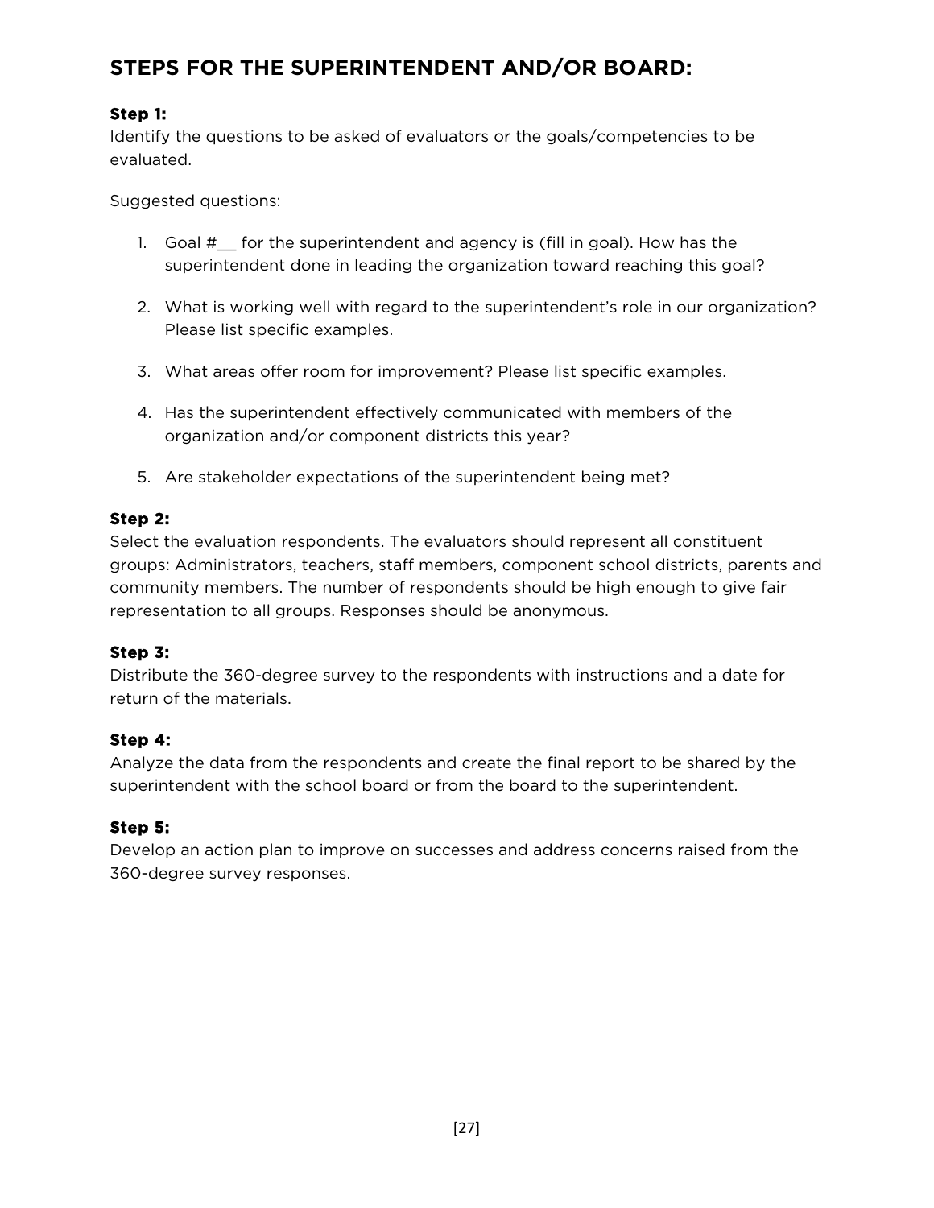## STEPS FOR THE SUPERINTENDENT AND/OR BOARD:

**Step 1:**
Identify the questions to be asked of evaluators or the goals/competencies to be evaluated.

Suggested questions:

1. Goal #__ for the superintendent and agency is (fill in goal). How has the superintendent done in leading the organization toward reaching this goal?

2. What is working well with regard to the superintendent's role in our organization? Please list specific examples.

3. What areas offer room for improvement? Please list specific examples.

4. Has the superintendent effectively communicated with members of the organization and/or component districts this year?

5. Are stakeholder expectations of the superintendent being met?

**Step 2:**
Select the evaluation respondents. The evaluators should represent all constituent groups: Administrators, teachers, staff members, component school districts, parents and community members. The number of respondents should be high enough to give fair representation to all groups. Responses should be anonymous.

**Step 3:**
Distribute the 360-degree survey to the respondents with instructions and a date for return of the materials.

**Step 4:**
Analyze the data from the respondents and create the final report to be shared by the superintendent with the school board or from the board to the superintendent.

**Step 5:**
Develop an action plan to improve on successes and address concerns raised from the 360-degree survey responses.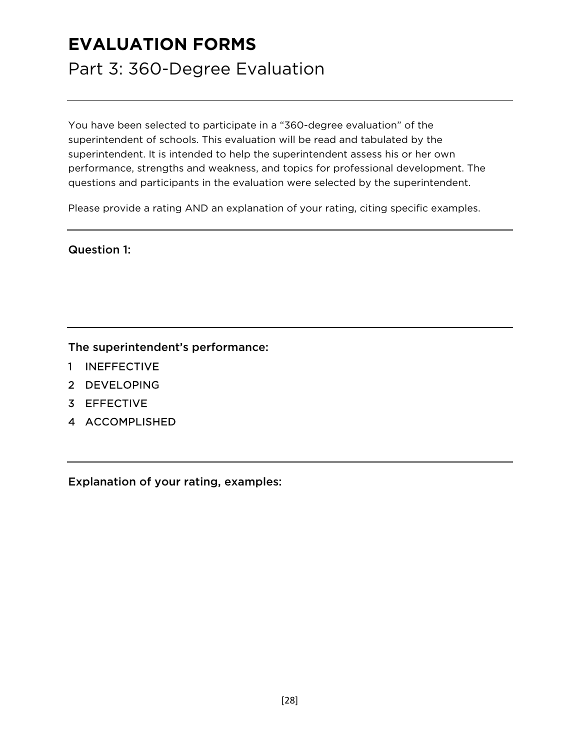# EVALUATION FORMS

## Part 3: 360-Degree Evaluation

---

You have been selected to participate in a "360-degree evaluation" of the superintendent of schools. This evaluation will be read and tabulated by the superintendent. It is intended to help the superintendent assess his or her own performance, strengths and weakness, and topics for professional development. The questions and participants in the evaluation were selected by the superintendent.

Please provide a rating AND an explanation of your rating, citing specific examples.

---

Question 1:

---

The superintendent's performance:

1 INEFFECTIVE
2 DEVELOPING
3 EFFECTIVE
4 ACCOMPLISHED

---

Explanation of your rating, examples: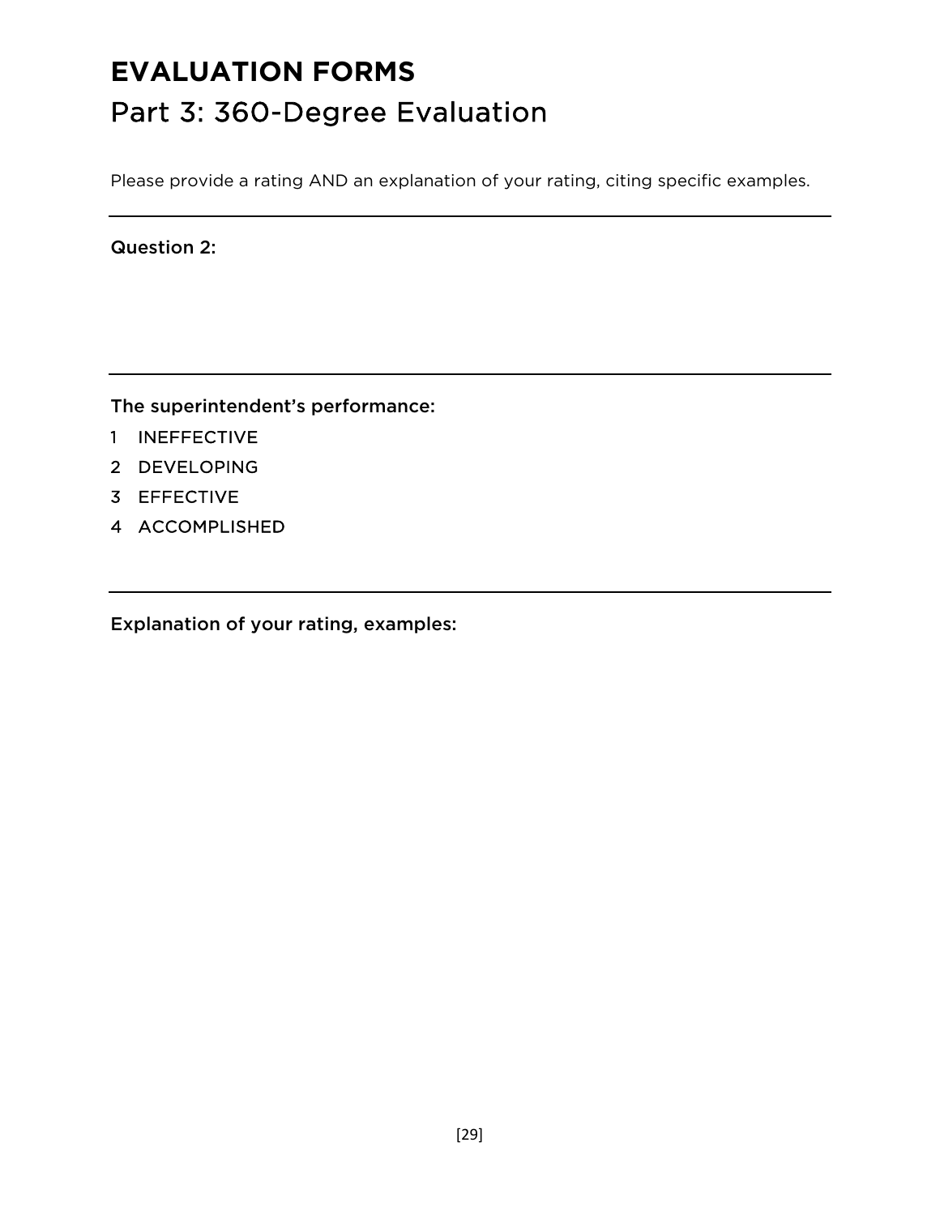# EVALUATION FORMS

## Part 3: 360-Degree Evaluation

Please provide a rating AND an explanation of your rating, citing specific examples.

---

Question 2:

---

The superintendent's performance:

1 INEFFECTIVE
2 DEVELOPING
3 EFFECTIVE
4 ACCOMPLISHED

---

Explanation of your rating, examples: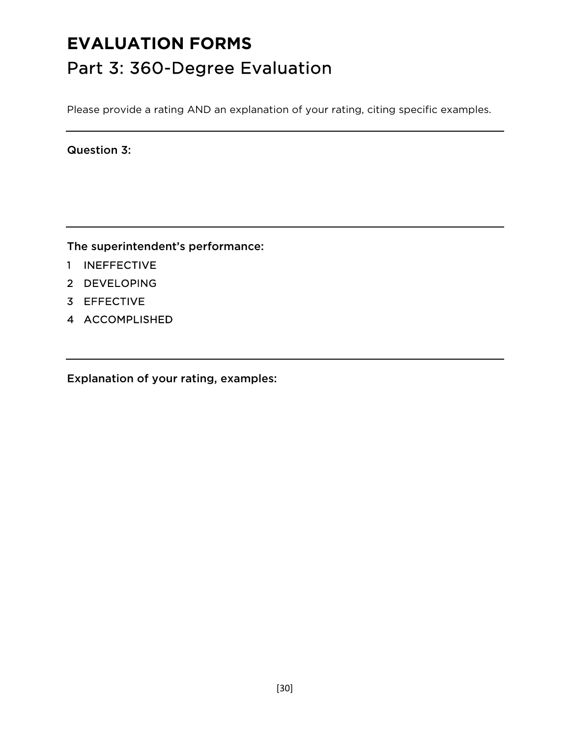# EVALUATION FORMS

## Part 3: 360-Degree Evaluation

Please provide a rating AND an explanation of your rating, citing specific examples.

---

Question 3:

---

The superintendent's performance:

1 INEFFECTIVE
2 DEVELOPING
3 EFFECTIVE
4 ACCOMPLISHED

---

Explanation of your rating, examples: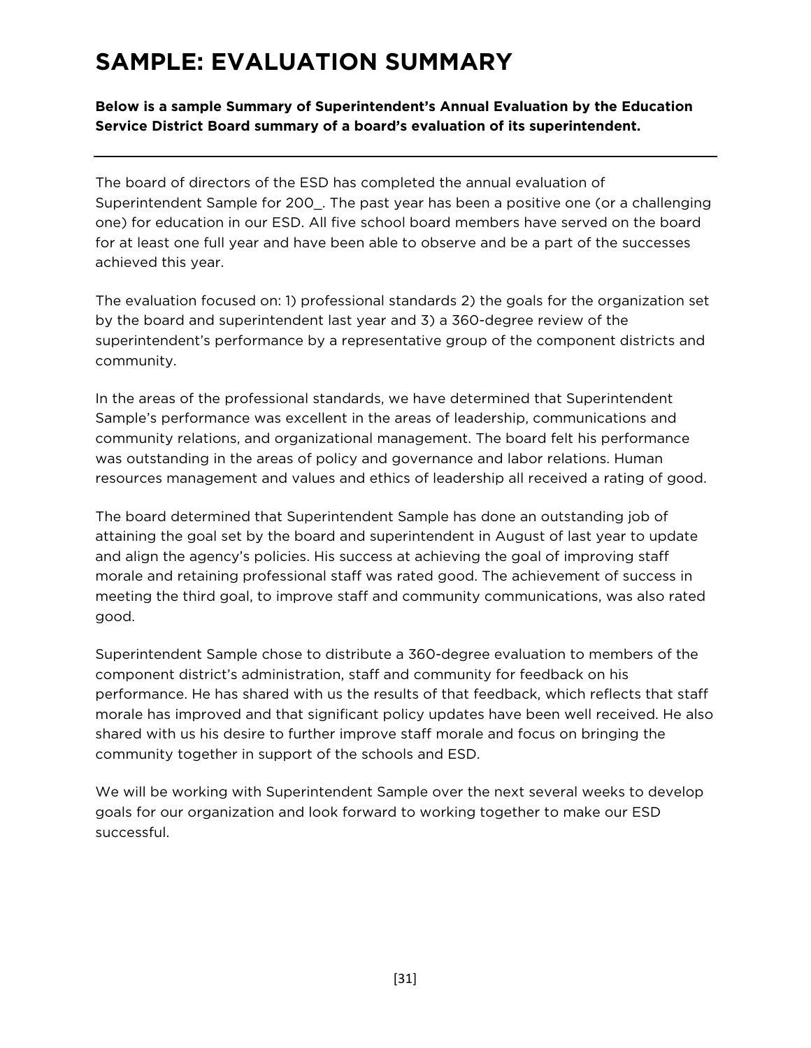# SAMPLE: EVALUATION SUMMARY

**Below is a sample Summary of Superintendent's Annual Evaluation by the Education Service District Board summary of a board's evaluation of its superintendent.**

---

The board of directors of the ESD has completed the annual evaluation of Superintendent Sample for 200_. The past year has been a positive one (or a challenging one) for education in our ESD. All five school board members have served on the board for at least one full year and have been able to observe and be a part of the successes achieved this year.

The evaluation focused on: 1) professional standards 2) the goals for the organization set by the board and superintendent last year and 3) a 360-degree review of the superintendent's performance by a representative group of the component districts and community.

In the areas of the professional standards, we have determined that Superintendent Sample's performance was excellent in the areas of leadership, communications and community relations, and organizational management. The board felt his performance was outstanding in the areas of policy and governance and labor relations. Human resources management and values and ethics of leadership all received a rating of good.

The board determined that Superintendent Sample has done an outstanding job of attaining the goal set by the board and superintendent in August of last year to update and align the agency's policies. His success at achieving the goal of improving staff morale and retaining professional staff was rated good. The achievement of success in meeting the third goal, to improve staff and community communications, was also rated good.

Superintendent Sample chose to distribute a 360-degree evaluation to members of the component district's administration, staff and community for feedback on his performance. He has shared with us the results of that feedback, which reflects that staff morale has improved and that significant policy updates have been well received. He also shared with us his desire to further improve staff morale and focus on bringing the community together in support of the schools and ESD.

We will be working with Superintendent Sample over the next several weeks to develop goals for our organization and look forward to working together to make our ESD successful.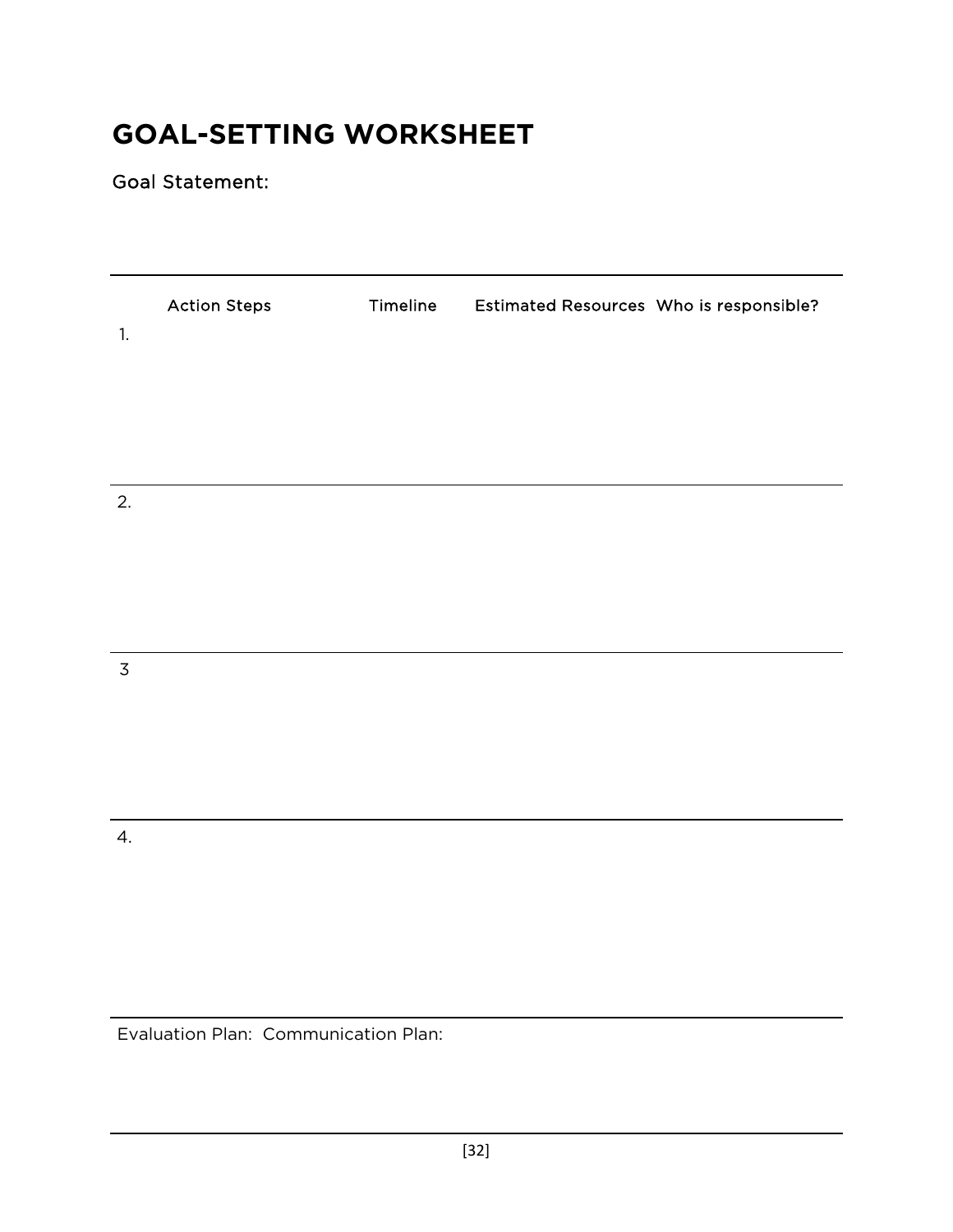# GOAL-SETTING WORKSHEET

Goal Statement:

| | Action Steps | Timeline | Estimated Resources | Who is responsible? |
|---|---|---|---|---|
| 1. | | | | |
| 2. | | | | |
| 3 | | | | |
| 4. | | | | |

Evaluation Plan: Communication Plan: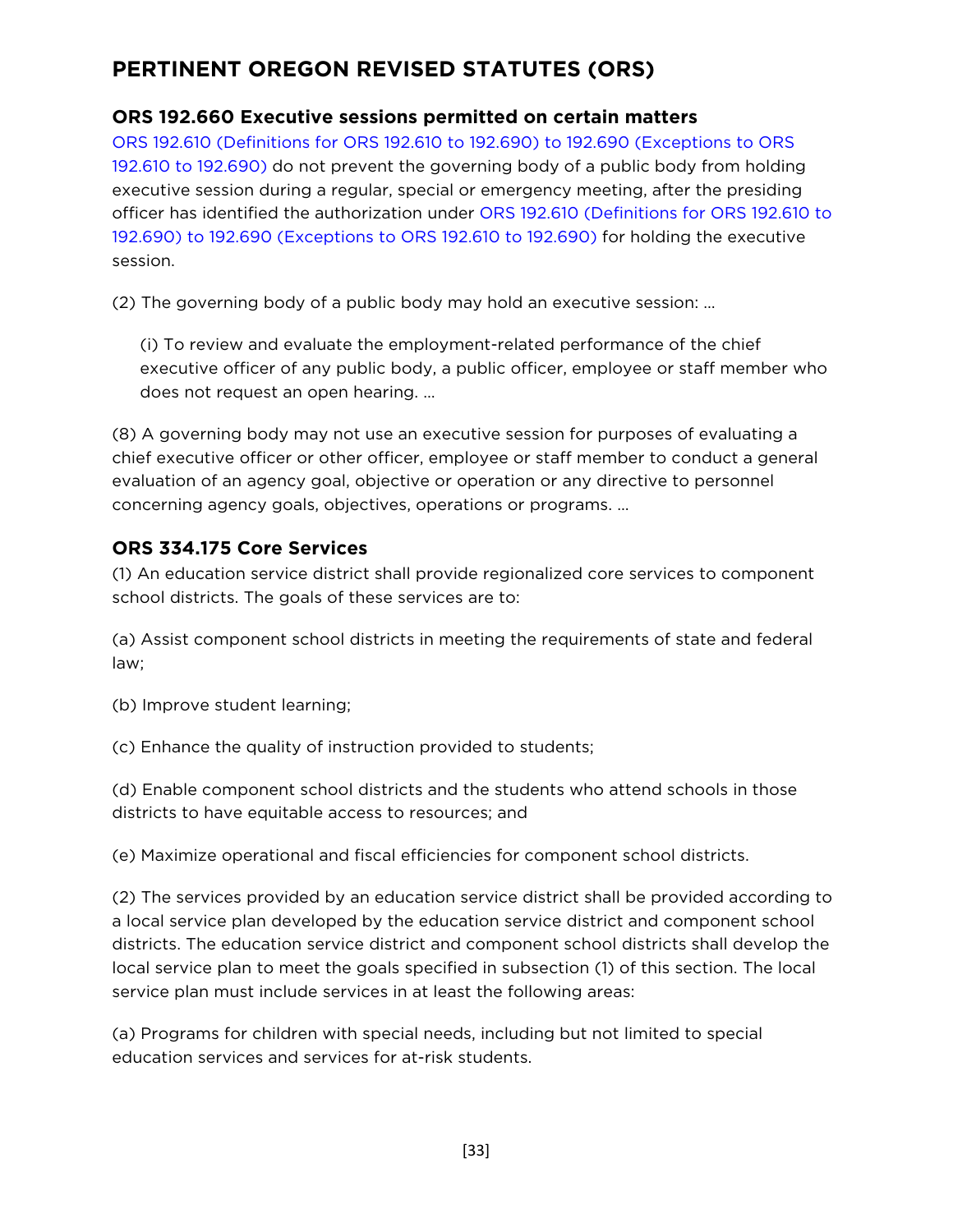## PERTINENT OREGON REVISED STATUTES (ORS)

### ORS 192.660 Executive sessions permitted on certain matters

ORS 192.610 (Definitions for ORS 192.610 to 192.690) to 192.690 (Exceptions to ORS 192.610 to 192.690) do not prevent the governing body of a public body from holding executive session during a regular, special or emergency meeting, after the presiding officer has identified the authorization under ORS 192.610 (Definitions for ORS 192.610 to 192.690) to 192.690 (Exceptions to ORS 192.610 to 192.690) for holding the executive session.

(2) The governing body of a public body may hold an executive session: …

> (i) To review and evaluate the employment-related performance of the chief executive officer of any public body, a public officer, employee or staff member who does not request an open hearing. …

(8) A governing body may not use an executive session for purposes of evaluating a chief executive officer or other officer, employee or staff member to conduct a general evaluation of an agency goal, objective or operation or any directive to personnel concerning agency goals, objectives, operations or programs. …

### ORS 334.175 Core Services

(1) An education service district shall provide regionalized core services to component school districts. The goals of these services are to:

(a) Assist component school districts in meeting the requirements of state and federal law;

(b) Improve student learning;

(c) Enhance the quality of instruction provided to students;

(d) Enable component school districts and the students who attend schools in those districts to have equitable access to resources; and

(e) Maximize operational and fiscal efficiencies for component school districts.

(2) The services provided by an education service district shall be provided according to a local service plan developed by the education service district and component school districts. The education service district and component school districts shall develop the local service plan to meet the goals specified in subsection (1) of this section. The local service plan must include services in at least the following areas:

(a) Programs for children with special needs, including but not limited to special education services and services for at-risk students.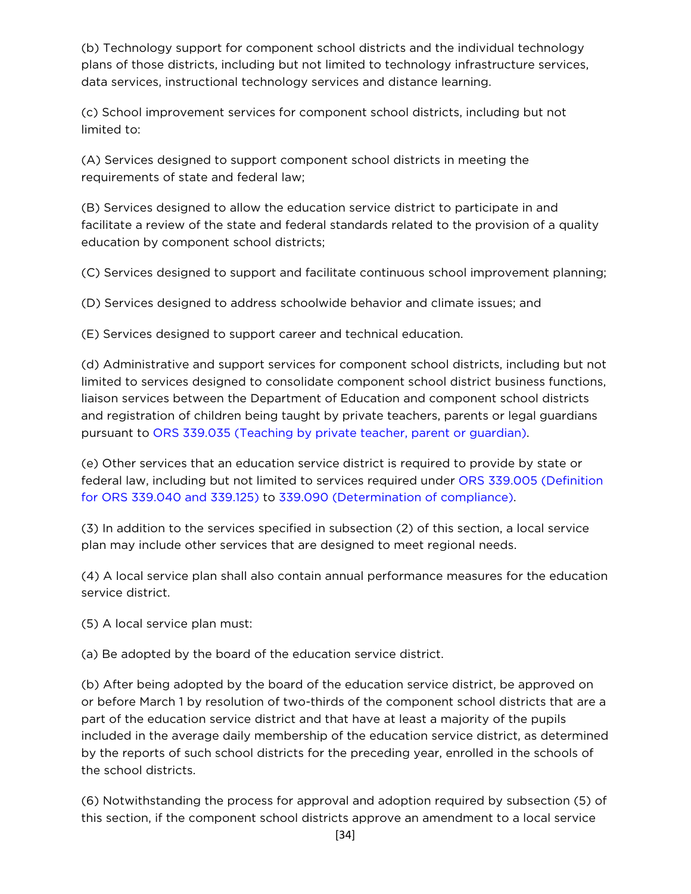(b) Technology support for component school districts and the individual technology plans of those districts, including but not limited to technology infrastructure services, data services, instructional technology services and distance learning.

(c) School improvement services for component school districts, including but not limited to:

(A) Services designed to support component school districts in meeting the requirements of state and federal law;

(B) Services designed to allow the education service district to participate in and facilitate a review of the state and federal standards related to the provision of a quality education by component school districts;

(C) Services designed to support and facilitate continuous school improvement planning;

(D) Services designed to address schoolwide behavior and climate issues; and

(E) Services designed to support career and technical education.

(d) Administrative and support services for component school districts, including but not limited to services designed to consolidate component school district business functions, liaison services between the Department of Education and component school districts and registration of children being taught by private teachers, parents or legal guardians pursuant to ORS 339.035 (Teaching by private teacher, parent or guardian).

(e) Other services that an education service district is required to provide by state or federal law, including but not limited to services required under ORS 339.005 (Definition for ORS 339.040 and 339.125) to 339.090 (Determination of compliance).

(3) In addition to the services specified in subsection (2) of this section, a local service plan may include other services that are designed to meet regional needs.

(4) A local service plan shall also contain annual performance measures for the education service district.

(5) A local service plan must:

(a) Be adopted by the board of the education service district.

(b) After being adopted by the board of the education service district, be approved on or before March 1 by resolution of two-thirds of the component school districts that are a part of the education service district and that have at least a majority of the pupils included in the average daily membership of the education service district, as determined by the reports of such school districts for the preceding year, enrolled in the schools of the school districts.

(6) Notwithstanding the process for approval and adoption required by subsection (5) of this section, if the component school districts approve an amendment to a local service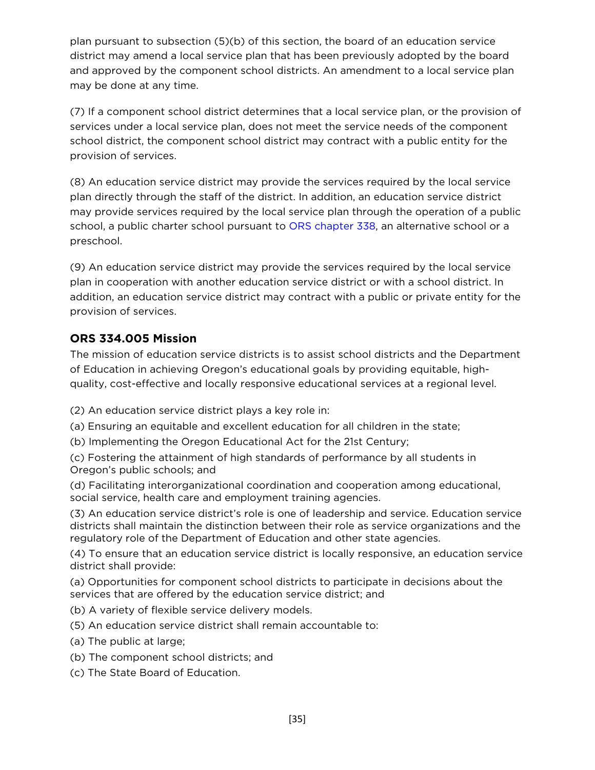plan pursuant to subsection (5)(b) of this section, the board of an education service district may amend a local service plan that has been previously adopted by the board and approved by the component school districts. An amendment to a local service plan may be done at any time.

(7) If a component school district determines that a local service plan, or the provision of services under a local service plan, does not meet the service needs of the component school district, the component school district may contract with a public entity for the provision of services.

(8) An education service district may provide the services required by the local service plan directly through the staff of the district. In addition, an education service district may provide services required by the local service plan through the operation of a public school, a public charter school pursuant to ORS chapter 338, an alternative school or a preschool.

(9) An education service district may provide the services required by the local service plan in cooperation with another education service district or with a school district. In addition, an education service district may contract with a public or private entity for the provision of services.

### ORS 334.005 Mission

The mission of education service districts is to assist school districts and the Department of Education in achieving Oregon's educational goals by providing equitable, high-quality, cost-effective and locally responsive educational services at a regional level.

(2) An education service district plays a key role in:

(a) Ensuring an equitable and excellent education for all children in the state;

(b) Implementing the Oregon Educational Act for the 21st Century;

(c) Fostering the attainment of high standards of performance by all students in Oregon's public schools; and

(d) Facilitating interorganizational coordination and cooperation among educational, social service, health care and employment training agencies.

(3) An education service district's role is one of leadership and service. Education service districts shall maintain the distinction between their role as service organizations and the regulatory role of the Department of Education and other state agencies.

(4) To ensure that an education service district is locally responsive, an education service district shall provide:

(a) Opportunities for component school districts to participate in decisions about the services that are offered by the education service district; and

(b) A variety of flexible service delivery models.

(5) An education service district shall remain accountable to:

(a) The public at large;

(b) The component school districts; and

(c) The State Board of Education.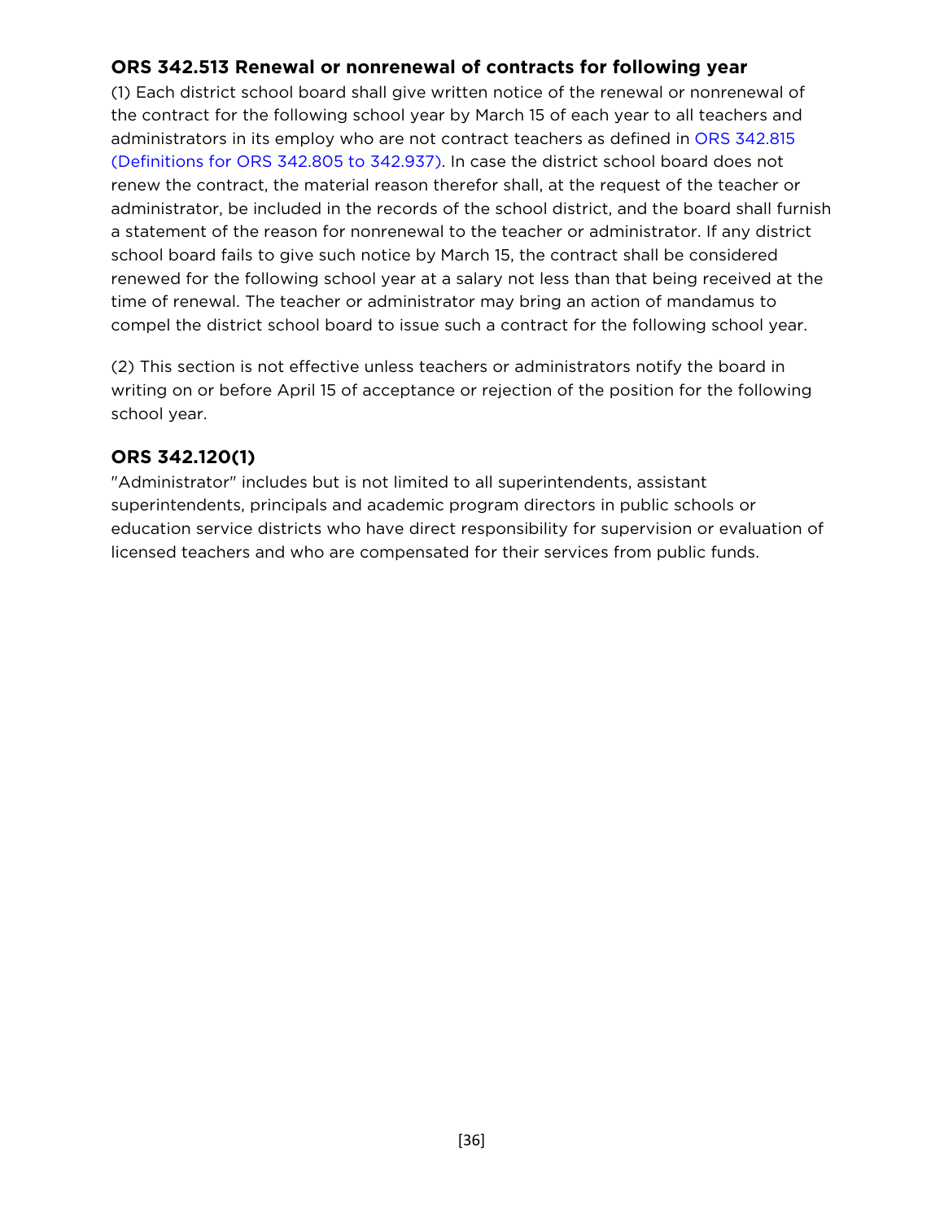### ORS 342.513 Renewal or nonrenewal of contracts for following year

(1) Each district school board shall give written notice of the renewal or nonrenewal of the contract for the following school year by March 15 of each year to all teachers and administrators in its employ who are not contract teachers as defined in ORS 342.815 (Definitions for ORS 342.805 to 342.937). In case the district school board does not renew the contract, the material reason therefor shall, at the request of the teacher or administrator, be included in the records of the school district, and the board shall furnish a statement of the reason for nonrenewal to the teacher or administrator. If any district school board fails to give such notice by March 15, the contract shall be considered renewed for the following school year at a salary not less than that being received at the time of renewal. The teacher or administrator may bring an action of mandamus to compel the district school board to issue such a contract for the following school year.

(2) This section is not effective unless teachers or administrators notify the board in writing on or before April 15 of acceptance or rejection of the position for the following school year.

### ORS 342.120(1)

"Administrator" includes but is not limited to all superintendents, assistant superintendents, principals and academic program directors in public schools or education service districts who have direct responsibility for supervision or evaluation of licensed teachers and who are compensated for their services from public funds.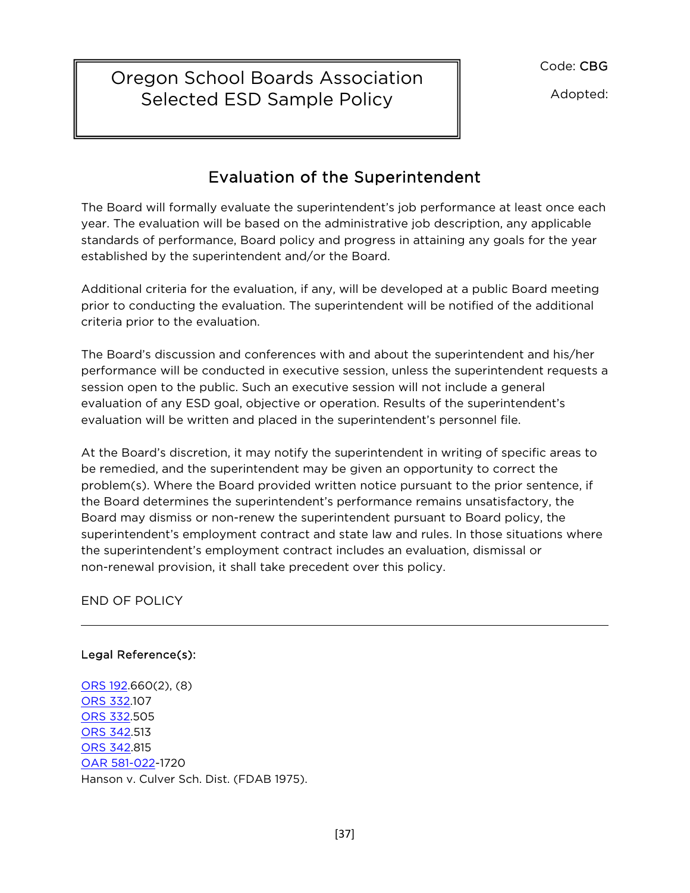Oregon School Boards Association
Selected ESD Sample Policy

Code: CBG

Adopted:

# Evaluation of the Superintendent

The Board will formally evaluate the superintendent's job performance at least once each year. The evaluation will be based on the administrative job description, any applicable standards of performance, Board policy and progress in attaining any goals for the year established by the superintendent and/or the Board.

Additional criteria for the evaluation, if any, will be developed at a public Board meeting prior to conducting the evaluation. The superintendent will be notified of the additional criteria prior to the evaluation.

The Board's discussion and conferences with and about the superintendent and his/her performance will be conducted in executive session, unless the superintendent requests a session open to the public. Such an executive session will not include a general evaluation of any ESD goal, objective or operation. Results of the superintendent's evaluation will be written and placed in the superintendent's personnel file.

At the Board's discretion, it may notify the superintendent in writing of specific areas to be remedied, and the superintendent may be given an opportunity to correct the problem(s). Where the Board provided written notice pursuant to the prior sentence, if the Board determines the superintendent's performance remains unsatisfactory, the Board may dismiss or non-renew the superintendent pursuant to Board policy, the superintendent's employment contract and state law and rules. In those situations where the superintendent's employment contract includes an evaluation, dismissal or non-renewal provision, it shall take precedent over this policy.

END OF POLICY

---

**Legal Reference(s):**

ORS 192.660(2), (8)
ORS 332.107
ORS 332.505
ORS 342.513
ORS 342.815
OAR 581-022-1720
Hanson v. Culver Sch. Dist. (FDAB 1975).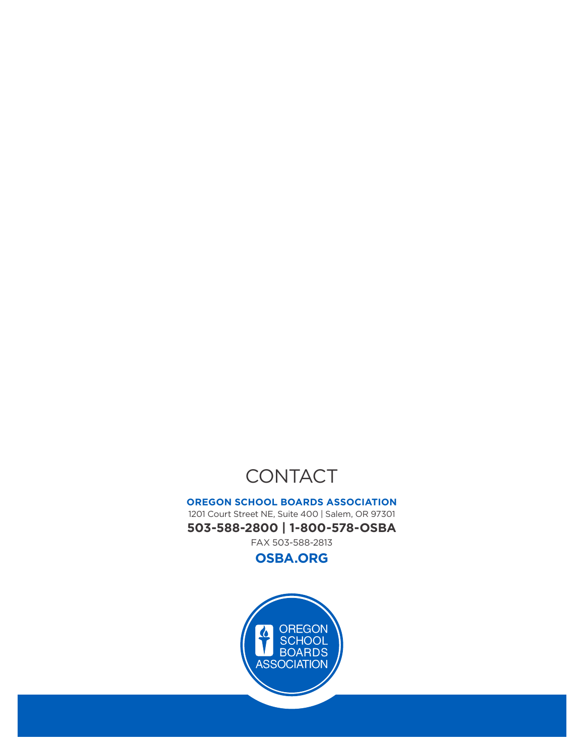# CONTACT

**OREGON SCHOOL BOARDS ASSOCIATION**

1201 Court Street NE, Suite 400 | Salem, OR 97301

**503-588-2800 | 1-800-578-OSBA**

FAX 503-588-2813

**OSBA.ORG**

OREGON SCHOOL BOARDS ASSOCIATION